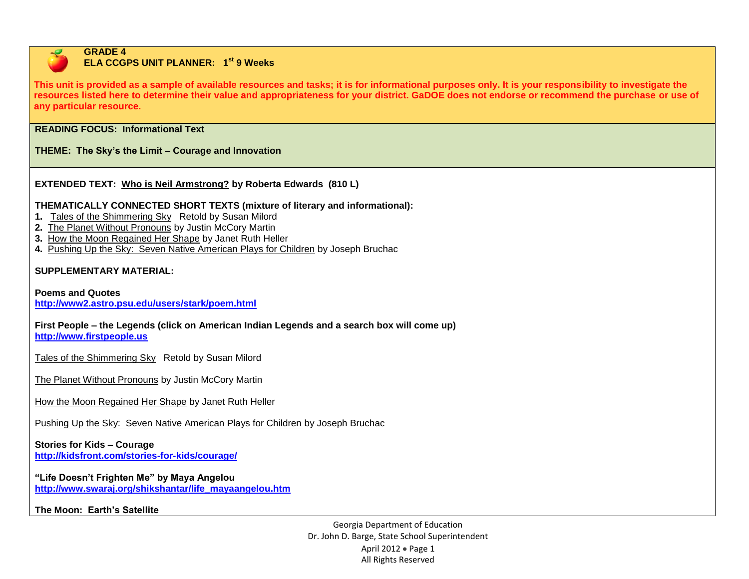**GRADE 4**
**ELA CCGPS UNIT PLANNER: 1st 9 Weeks**

**This unit is provided as a sample of available resources and tasks; it is for informational purposes only. It is your responsibility to investigate the resources listed here to determine their value and appropriateness for your district. GaDOE does not endorse or recommend the purchase or use of any particular resource.**

**READING FOCUS: Informational Text**

**THEME: The Sky's the Limit – Courage and Innovation**

**EXTENDED TEXT: Who is Neil Armstrong? by Roberta Edwards (810 L)**

**THEMATICALLY CONNECTED SHORT TEXTS (mixture of literary and informational):**

1. Tales of the Shimmering Sky Retold by Susan Milord
2. The Planet Without Pronouns by Justin McCory Martin
3. How the Moon Regained Her Shape by Janet Ruth Heller
4. Pushing Up the Sky: Seven Native American Plays for Children by Joseph Bruchac

**SUPPLEMENTARY MATERIAL:**

**Poems and Quotes**
**http://www2.astro.psu.edu/users/stark/poem.html**

**First People – the Legends (click on American Indian Legends and a search box will come up)**
**http://www.firstpeople.us**

Tales of the Shimmering Sky Retold by Susan Milord

The Planet Without Pronouns by Justin McCory Martin

How the Moon Regained Her Shape by Janet Ruth Heller

Pushing Up the Sky: Seven Native American Plays for Children by Joseph Bruchac

**Stories for Kids – Courage**
**http://kidsfront.com/stories-for-kids/courage/**

**"Life Doesn't Frighten Me" by Maya Angelou**
**http://www.swaraj.org/shikshantar/life_mayaangelou.htm**

**The Moon: Earth's Satellite**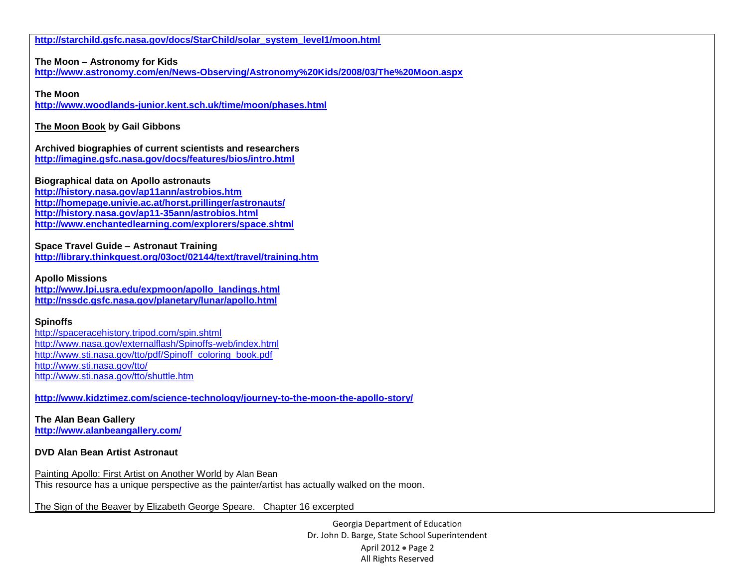**http://starchild.gsfc.nasa.gov/docs/StarChild/solar_system_level1/moon.html**

**The Moon – Astronomy for Kids**
**http://www.astronomy.com/en/News-Observing/Astronomy%20Kids/2008/03/The%20Moon.aspx**

**The Moon**
**http://www.woodlands-junior.kent.sch.uk/time/moon/phases.html**

**The Moon Book by Gail Gibbons**

**Archived biographies of current scientists and researchers**
**http://imagine.gsfc.nasa.gov/docs/features/bios/intro.html**

**Biographical data on Apollo astronauts**
**http://history.nasa.gov/ap11ann/astrobios.htm**
**http://homepage.univie.ac.at/horst.prillinger/astronauts/**
**http://history.nasa.gov/ap11-35ann/astrobios.html**
**http://www.enchantedlearning.com/explorers/space.shtml**

**Space Travel Guide – Astronaut Training**
**http://library.thinkquest.org/03oct/02144/text/travel/training.htm**

**Apollo Missions**
**http://www.lpi.usra.edu/expmoon/apollo_landings.html**
**http://nssdc.gsfc.nasa.gov/planetary/lunar/apollo.html**

**Spinoffs**
http://spaceracehistory.tripod.com/spin.shtml
http://www.nasa.gov/externalflash/Spinoffs-web/index.html
http://www.sti.nasa.gov/tto/pdf/Spinoff_coloring_book.pdf
http://www.sti.nasa.gov/tto/
http://www.sti.nasa.gov/tto/shuttle.htm

**http://www.kidztimez.com/science-technology/journey-to-the-moon-the-apollo-story/**

**The Alan Bean Gallery**
**http://www.alanbeangallery.com/**

**DVD Alan Bean Artist Astronaut**

Painting Apollo: First Artist on Another World by Alan Bean
This resource has a unique perspective as the painter/artist has actually walked on the moon.

The Sign of the Beaver by Elizabeth George Speare. Chapter 16 excerpted

Georgia Department of Education
Dr. John D. Barge, State School Superintendent
April 2012 • Page 2
All Rights Reserved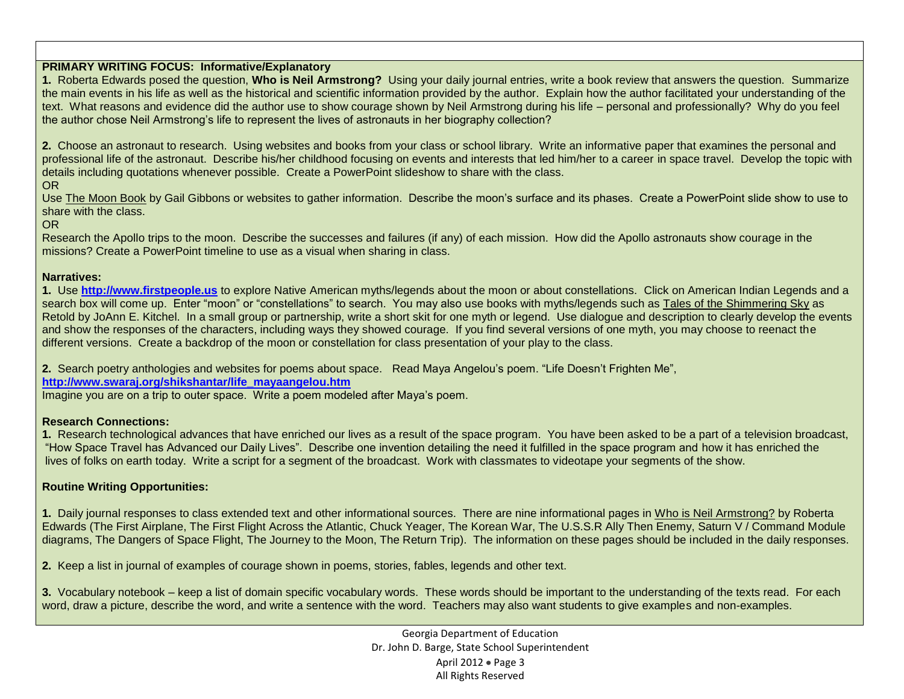**PRIMARY WRITING FOCUS: Informative/Explanatory**

**1.** Roberta Edwards posed the question, **Who is Neil Armstrong?** Using your daily journal entries, write a book review that answers the question. Summarize the main events in his life as well as the historical and scientific information provided by the author. Explain how the author facilitated your understanding of the text. What reasons and evidence did the author use to show courage shown by Neil Armstrong during his life – personal and professionally? Why do you feel the author chose Neil Armstrong's life to represent the lives of astronauts in her biography collection?

**2.** Choose an astronaut to research. Using websites and books from your class or school library. Write an informative paper that examines the personal and professional life of the astronaut. Describe his/her childhood focusing on events and interests that led him/her to a career in space travel. Develop the topic with details including quotations whenever possible. Create a PowerPoint slideshow to share with the class.

OR

Use The Moon Book by Gail Gibbons or websites to gather information. Describe the moon's surface and its phases. Create a PowerPoint slide show to use to share with the class.

OR

Research the Apollo trips to the moon. Describe the successes and failures (if any) of each mission. How did the Apollo astronauts show courage in the missions? Create a PowerPoint timeline to use as a visual when sharing in class.

**Narratives:**

**1.** Use **http://www.firstpeople.us** to explore Native American myths/legends about the moon or about constellations. Click on American Indian Legends and a search box will come up. Enter "moon" or "constellations" to search. You may also use books with myths/legends such as Tales of the Shimmering Sky as Retold by JoAnn E. Kitchel. In a small group or partnership, write a short skit for one myth or legend. Use dialogue and description to clearly develop the events and show the responses of the characters, including ways they showed courage. If you find several versions of one myth, you may choose to reenact the different versions. Create a backdrop of the moon or constellation for class presentation of your play to the class.

**2.** Search poetry anthologies and websites for poems about space. Read Maya Angelou's poem. "Life Doesn't Frighten Me", **http://www.swaraj.org/shikshantar/life_mayaangelou.htm**
Imagine you are on a trip to outer space. Write a poem modeled after Maya's poem.

**Research Connections:**

**1.** Research technological advances that have enriched our lives as a result of the space program. You have been asked to be a part of a television broadcast, "How Space Travel has Advanced our Daily Lives". Describe one invention detailing the need it fulfilled in the space program and how it has enriched the lives of folks on earth today. Write a script for a segment of the broadcast. Work with classmates to videotape your segments of the show.

**Routine Writing Opportunities:**

**1.** Daily journal responses to class extended text and other informational sources. There are nine informational pages in Who is Neil Armstrong? by Roberta Edwards (The First Airplane, The First Flight Across the Atlantic, Chuck Yeager, The Korean War, The U.S.S.R Ally Then Enemy, Saturn V / Command Module diagrams, The Dangers of Space Flight, The Journey to the Moon, The Return Trip). The information on these pages should be included in the daily responses.

**2.** Keep a list in journal of examples of courage shown in poems, stories, fables, legends and other text.

**3.** Vocabulary notebook – keep a list of domain specific vocabulary words. These words should be important to the understanding of the texts read. For each word, draw a picture, describe the word, and write a sentence with the word. Teachers may also want students to give examples and non-examples.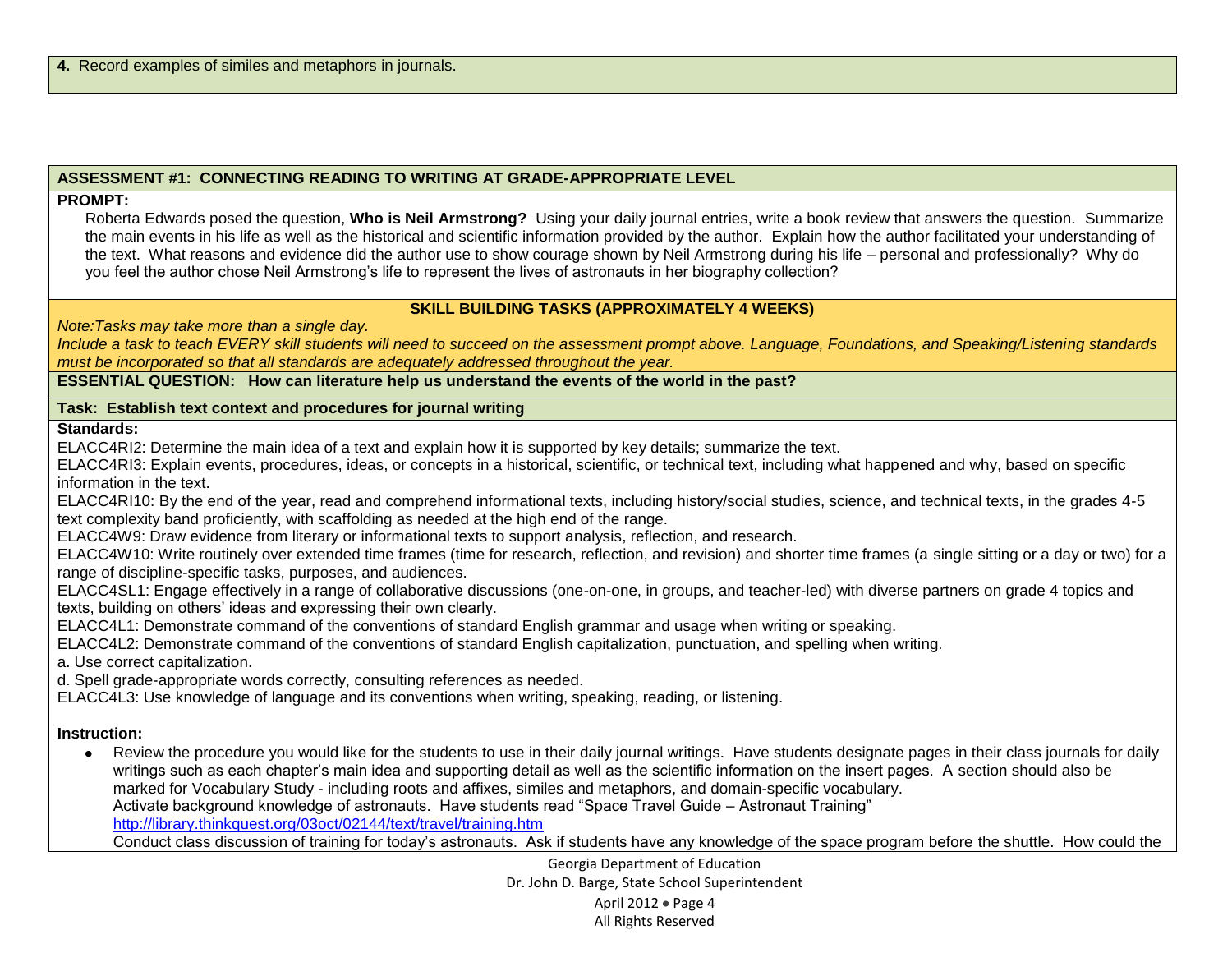**4.** Record examples of similes and metaphors in journals.

**ASSESSMENT #1: CONNECTING READING TO WRITING AT GRADE-APPROPRIATE LEVEL**

**PROMPT:**

Roberta Edwards posed the question, **Who is Neil Armstrong?** Using your daily journal entries, write a book review that answers the question. Summarize the main events in his life as well as the historical and scientific information provided by the author. Explain how the author facilitated your understanding of the text. What reasons and evidence did the author use to show courage shown by Neil Armstrong during his life – personal and professionally? Why do you feel the author chose Neil Armstrong's life to represent the lives of astronauts in her biography collection?

**SKILL BUILDING TASKS (APPROXIMATELY 4 WEEKS)**

*Note:Tasks may take more than a single day.*

*Include a task to teach EVERY skill students will need to succeed on the assessment prompt above. Language, Foundations, and Speaking/Listening standards must be incorporated so that all standards are adequately addressed throughout the year.*

**ESSENTIAL QUESTION: How can literature help us understand the events of the world in the past?**

**Task: Establish text context and procedures for journal writing**

**Standards:**

ELACC4RI2: Determine the main idea of a text and explain how it is supported by key details; summarize the text.

ELACC4RI3: Explain events, procedures, ideas, or concepts in a historical, scientific, or technical text, including what happened and why, based on specific information in the text.

ELACC4RI10: By the end of the year, read and comprehend informational texts, including history/social studies, science, and technical texts, in the grades 4-5 text complexity band proficiently, with scaffolding as needed at the high end of the range.

ELACC4W9: Draw evidence from literary or informational texts to support analysis, reflection, and research.

ELACC4W10: Write routinely over extended time frames (time for research, reflection, and revision) and shorter time frames (a single sitting or a day or two) for a range of discipline-specific tasks, purposes, and audiences.

ELACC4SL1: Engage effectively in a range of collaborative discussions (one-on-one, in groups, and teacher-led) with diverse partners on grade 4 topics and texts, building on others' ideas and expressing their own clearly.

ELACC4L1: Demonstrate command of the conventions of standard English grammar and usage when writing or speaking.

ELACC4L2: Demonstrate command of the conventions of standard English capitalization, punctuation, and spelling when writing.

a. Use correct capitalization.

d. Spell grade-appropriate words correctly, consulting references as needed.

ELACC4L3: Use knowledge of language and its conventions when writing, speaking, reading, or listening.

**Instruction:**

- Review the procedure you would like for the students to use in their daily journal writings. Have students designate pages in their class journals for daily writings such as each chapter's main idea and supporting detail as well as the scientific information on the insert pages. A section should also be marked for Vocabulary Study - including roots and affixes, similes and metaphors, and domain-specific vocabulary.
  Activate background knowledge of astronauts. Have students read "Space Travel Guide – Astronaut Training" http://library.thinkquest.org/03oct/02144/text/travel/training.htm
  Conduct class discussion of training for today's astronauts. Ask if students have any knowledge of the space program before the shuttle. How could the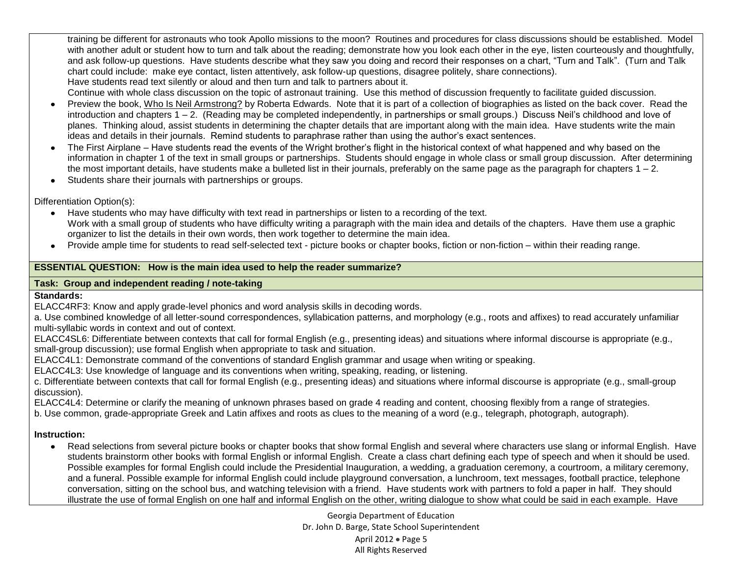training be different for astronauts who took Apollo missions to the moon? Routines and procedures for class discussions should be established. Model with another adult or student how to turn and talk about the reading; demonstrate how you look each other in the eye, listen courteously and thoughtfully, and ask follow-up questions. Have students describe what they saw you doing and record their responses on a chart, "Turn and Talk". (Turn and Talk chart could include: make eye contact, listen attentively, ask follow-up questions, disagree politely, share connections).
Have students read text silently or aloud and then turn and talk to partners about it.
Continue with whole class discussion on the topic of astronaut training. Use this method of discussion frequently to facilitate guided discussion.

- Preview the book, Who Is Neil Armstrong? by Roberta Edwards. Note that it is part of a collection of biographies as listed on the back cover. Read the introduction and chapters 1 – 2. (Reading may be completed independently, in partnerships or small groups.) Discuss Neil's childhood and love of planes. Thinking aloud, assist students in determining the chapter details that are important along with the main idea. Have students write the main ideas and details in their journals. Remind students to paraphrase rather than using the author's exact sentences.
- The First Airplane – Have students read the events of the Wright brother's flight in the historical context of what happened and why based on the information in chapter 1 of the text in small groups or partnerships. Students should engage in whole class or small group discussion. After determining the most important details, have students make a bulleted list in their journals, preferably on the same page as the paragraph for chapters 1 – 2.
- Students share their journals with partnerships or groups.

Differentiation Option(s):

- Have students who may have difficulty with text read in partnerships or listen to a recording of the text.
  Work with a small group of students who have difficulty writing a paragraph with the main idea and details of the chapters. Have them use a graphic organizer to list the details in their own words, then work together to determine the main idea.
- Provide ample time for students to read self-selected text - picture books or chapter books, fiction or non-fiction – within their reading range.

**ESSENTIAL QUESTION: How is the main idea used to help the reader summarize?**

**Task: Group and independent reading / note-taking**

**Standards:**

ELACC4RF3: Know and apply grade-level phonics and word analysis skills in decoding words.
a. Use combined knowledge of all letter-sound correspondences, syllabication patterns, and morphology (e.g., roots and affixes) to read accurately unfamiliar multi-syllabic words in context and out of context.
ELACC4SL6: Differentiate between contexts that call for formal English (e.g., presenting ideas) and situations where informal discourse is appropriate (e.g., small-group discussion); use formal English when appropriate to task and situation.
ELACC4L1: Demonstrate command of the conventions of standard English grammar and usage when writing or speaking.
ELACC4L3: Use knowledge of language and its conventions when writing, speaking, reading, or listening.
c. Differentiate between contexts that call for formal English (e.g., presenting ideas) and situations where informal discourse is appropriate (e.g., small-group discussion).
ELACC4L4: Determine or clarify the meaning of unknown phrases based on grade 4 reading and content, choosing flexibly from a range of strategies.
b. Use common, grade-appropriate Greek and Latin affixes and roots as clues to the meaning of a word (e.g., telegraph, photograph, autograph).

**Instruction:**

- Read selections from several picture books or chapter books that show formal English and several where characters use slang or informal English. Have students brainstorm other books with formal English or informal English. Create a class chart defining each type of speech and when it should be used. Possible examples for formal English could include the Presidential Inauguration, a wedding, a graduation ceremony, a courtroom, a military ceremony, and a funeral. Possible example for informal English could include playground conversation, a lunchroom, text messages, football practice, telephone conversation, sitting on the school bus, and watching television with a friend. Have students work with partners to fold a paper in half. They should illustrate the use of formal English on one half and informal English on the other, writing dialogue to show what could be said in each example. Have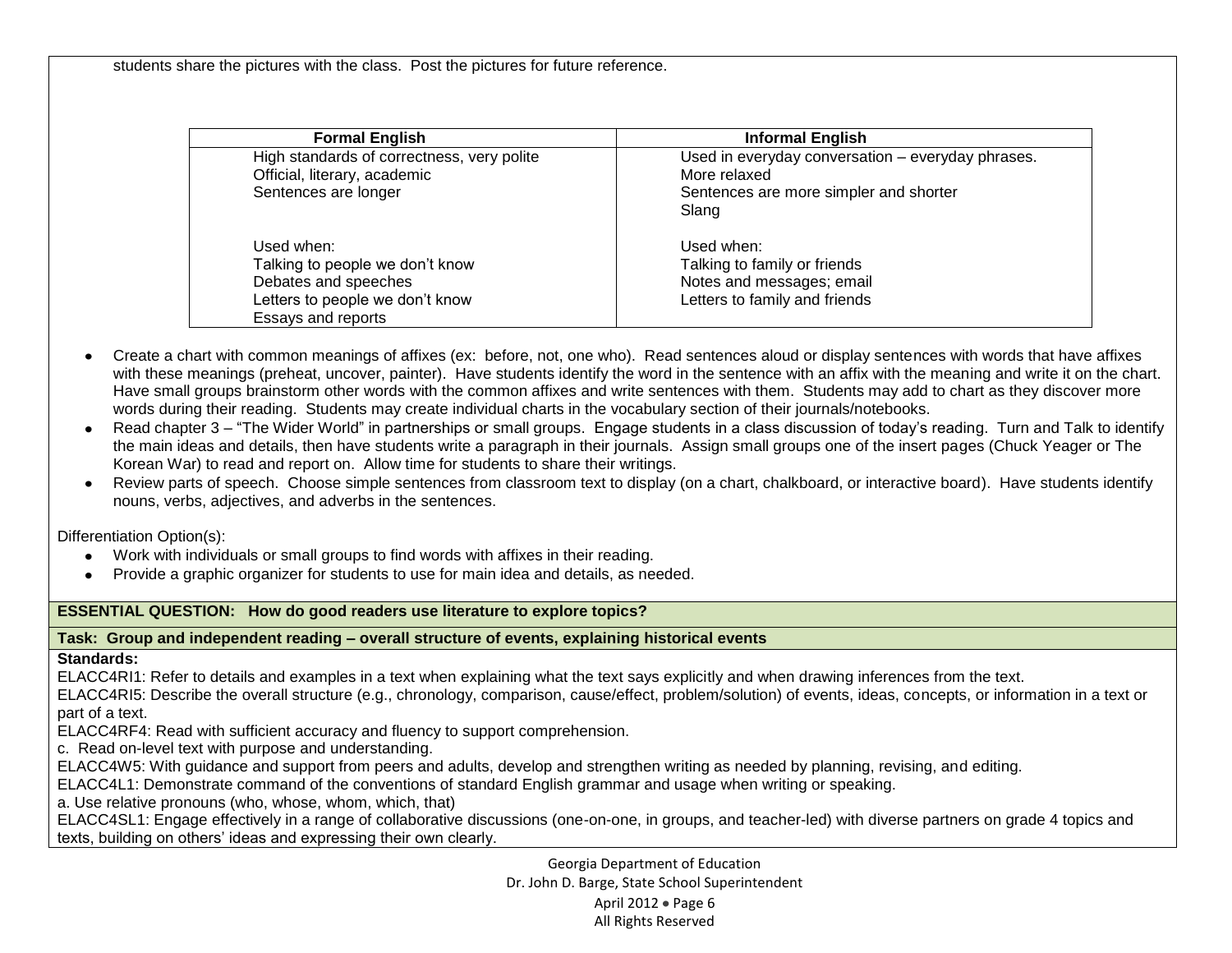students share the pictures with the class. Post the pictures for future reference.

| Formal English | Informal English |
|---|---|
| High standards of correctness, very polite<br>Official, literary, academic<br>Sentences are longer<br><br>Used when:<br>Talking to people we don't know<br>Debates and speeches<br>Letters to people we don't know<br>Essays and reports | Used in everyday conversation – everyday phrases.<br>More relaxed<br>Sentences are more simpler and shorter<br>Slang<br><br>Used when:<br>Talking to family or friends<br>Notes and messages; email<br>Letters to family and friends |

- Create a chart with common meanings of affixes (ex: before, not, one who). Read sentences aloud or display sentences with words that have affixes with these meanings (preheat, uncover, painter). Have students identify the word in the sentence with an affix with the meaning and write it on the chart. Have small groups brainstorm other words with the common affixes and write sentences with them. Students may add to chart as they discover more words during their reading. Students may create individual charts in the vocabulary section of their journals/notebooks.
- Read chapter 3 – "The Wider World" in partnerships or small groups. Engage students in a class discussion of today's reading. Turn and Talk to identify the main ideas and details, then have students write a paragraph in their journals. Assign small groups one of the insert pages (Chuck Yeager or The Korean War) to read and report on. Allow time for students to share their writings.
- Review parts of speech. Choose simple sentences from classroom text to display (on a chart, chalkboard, or interactive board). Have students identify nouns, verbs, adjectives, and adverbs in the sentences.

Differentiation Option(s):

- Work with individuals or small groups to find words with affixes in their reading.
- Provide a graphic organizer for students to use for main idea and details, as needed.

**ESSENTIAL QUESTION: How do good readers use literature to explore topics?**

**Task: Group and independent reading – overall structure of events, explaining historical events**

**Standards:**

ELACC4RI1: Refer to details and examples in a text when explaining what the text says explicitly and when drawing inferences from the text.

ELACC4RI5: Describe the overall structure (e.g., chronology, comparison, cause/effect, problem/solution) of events, ideas, concepts, or information in a text or part of a text.

ELACC4RF4: Read with sufficient accuracy and fluency to support comprehension.

c. Read on-level text with purpose and understanding.

ELACC4W5: With guidance and support from peers and adults, develop and strengthen writing as needed by planning, revising, and editing.

ELACC4L1: Demonstrate command of the conventions of standard English grammar and usage when writing or speaking.

a. Use relative pronouns (who, whose, whom, which, that)

ELACC4SL1: Engage effectively in a range of collaborative discussions (one-on-one, in groups, and teacher-led) with diverse partners on grade 4 topics and texts, building on others' ideas and expressing their own clearly.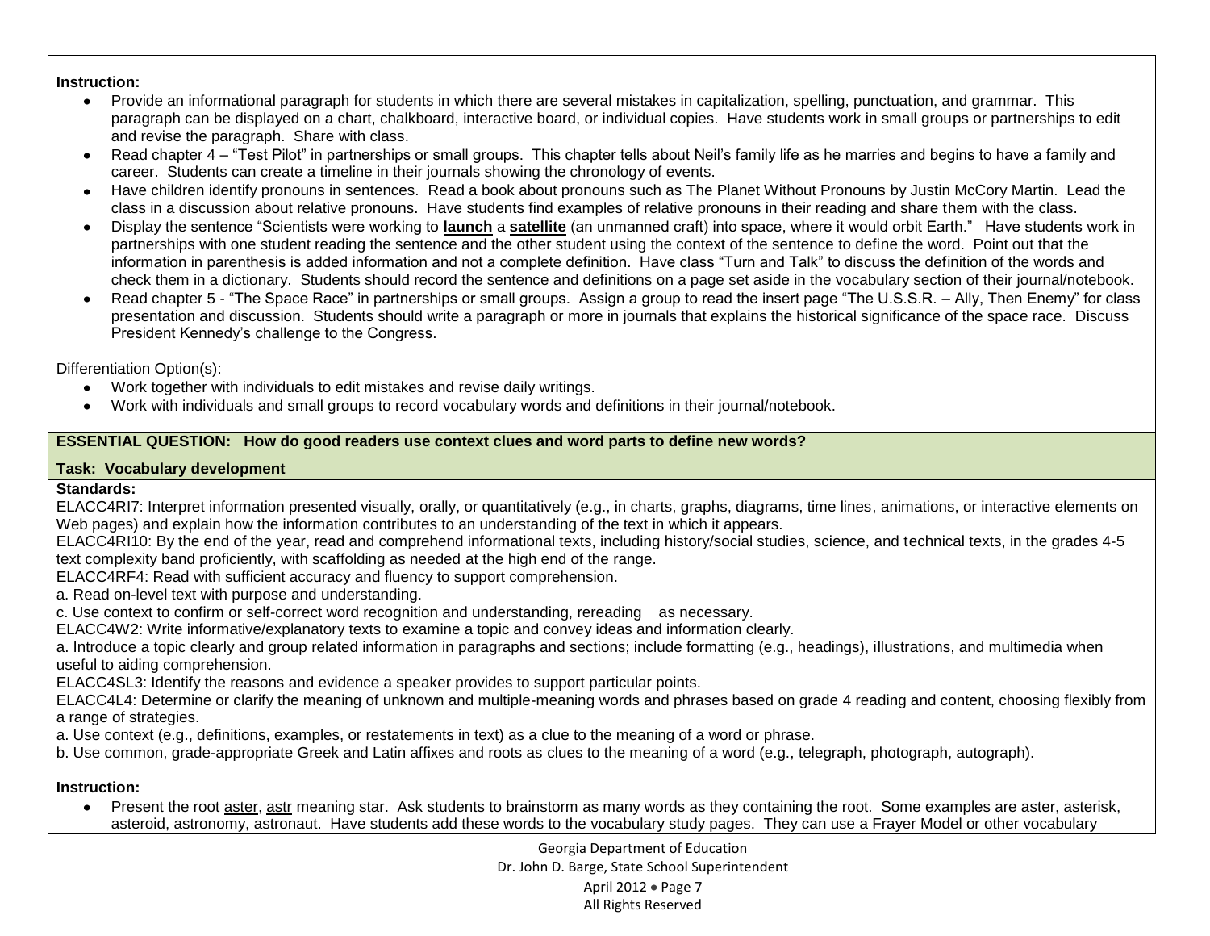**Instruction:**

- Provide an informational paragraph for students in which there are several mistakes in capitalization, spelling, punctuation, and grammar. This paragraph can be displayed on a chart, chalkboard, interactive board, or individual copies. Have students work in small groups or partnerships to edit and revise the paragraph. Share with class.
- Read chapter 4 – "Test Pilot" in partnerships or small groups. This chapter tells about Neil's family life as he marries and begins to have a family and career. Students can create a timeline in their journals showing the chronology of events.
- Have children identify pronouns in sentences. Read a book about pronouns such as The Planet Without Pronouns by Justin McCory Martin. Lead the class in a discussion about relative pronouns. Have students find examples of relative pronouns in their reading and share them with the class.
- Display the sentence "Scientists were working to **launch** a **satellite** (an unmanned craft) into space, where it would orbit Earth." Have students work in partnerships with one student reading the sentence and the other student using the context of the sentence to define the word. Point out that the information in parenthesis is added information and not a complete definition. Have class "Turn and Talk" to discuss the definition of the words and check them in a dictionary. Students should record the sentence and definitions on a page set aside in the vocabulary section of their journal/notebook.
- Read chapter 5 - "The Space Race" in partnerships or small groups. Assign a group to read the insert page "The U.S.S.R. – Ally, Then Enemy" for class presentation and discussion. Students should write a paragraph or more in journals that explains the historical significance of the space race. Discuss President Kennedy's challenge to the Congress.

Differentiation Option(s):

- Work together with individuals to edit mistakes and revise daily writings.
- Work with individuals and small groups to record vocabulary words and definitions in their journal/notebook.

**ESSENTIAL QUESTION: How do good readers use context clues and word parts to define new words?**

**Task: Vocabulary development**

**Standards:**

ELACC4RI7: Interpret information presented visually, orally, or quantitatively (e.g., in charts, graphs, diagrams, time lines, animations, or interactive elements on Web pages) and explain how the information contributes to an understanding of the text in which it appears.

ELACC4RI10: By the end of the year, read and comprehend informational texts, including history/social studies, science, and technical texts, in the grades 4-5 text complexity band proficiently, with scaffolding as needed at the high end of the range.

ELACC4RF4: Read with sufficient accuracy and fluency to support comprehension.

a. Read on-level text with purpose and understanding.

c. Use context to confirm or self-correct word recognition and understanding, rereading as necessary.

ELACC4W2: Write informative/explanatory texts to examine a topic and convey ideas and information clearly.

a. Introduce a topic clearly and group related information in paragraphs and sections; include formatting (e.g., headings), illustrations, and multimedia when useful to aiding comprehension.

ELACC4SL3: Identify the reasons and evidence a speaker provides to support particular points.

ELACC4L4: Determine or clarify the meaning of unknown and multiple-meaning words and phrases based on grade 4 reading and content, choosing flexibly from a range of strategies.

a. Use context (e.g., definitions, examples, or restatements in text) as a clue to the meaning of a word or phrase.

b. Use common, grade-appropriate Greek and Latin affixes and roots as clues to the meaning of a word (e.g., telegraph, photograph, autograph).

**Instruction:**

- Present the root aster, astr meaning star. Ask students to brainstorm as many words as they containing the root. Some examples are aster, asterisk, asteroid, astronomy, astronaut. Have students add these words to the vocabulary study pages. They can use a Frayer Model or other vocabulary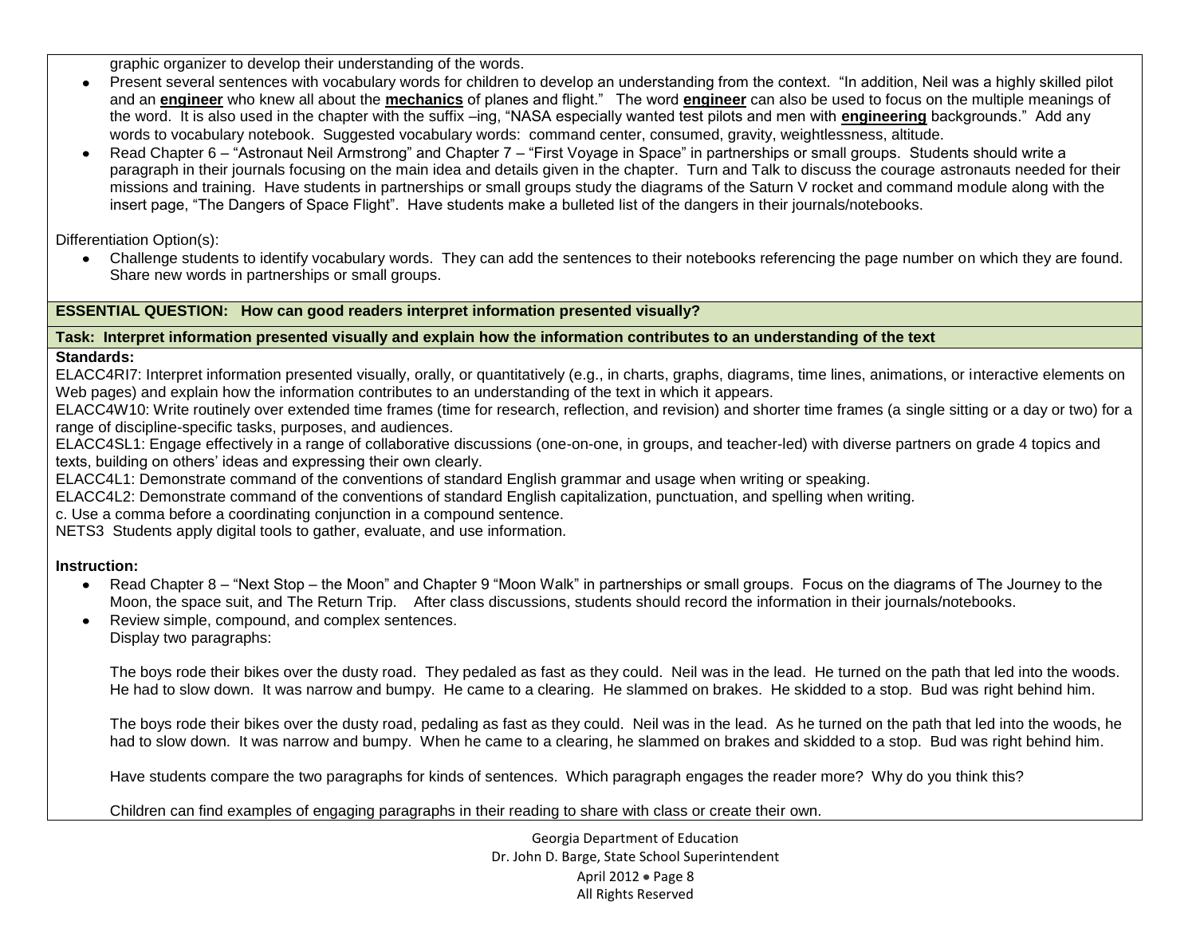graphic organizer to develop their understanding of the words.

- Present several sentences with vocabulary words for children to develop an understanding from the context. "In addition, Neil was a highly skilled pilot and an **engineer** who knew all about the **mechanics** of planes and flight." The word **engineer** can also be used to focus on the multiple meanings of the word. It is also used in the chapter with the suffix –ing, "NASA especially wanted test pilots and men with **engineering** backgrounds." Add any words to vocabulary notebook. Suggested vocabulary words: command center, consumed, gravity, weightlessness, altitude.
- Read Chapter 6 – "Astronaut Neil Armstrong" and Chapter 7 – "First Voyage in Space" in partnerships or small groups. Students should write a paragraph in their journals focusing on the main idea and details given in the chapter. Turn and Talk to discuss the courage astronauts needed for their missions and training. Have students in partnerships or small groups study the diagrams of the Saturn V rocket and command module along with the insert page, "The Dangers of Space Flight". Have students make a bulleted list of the dangers in their journals/notebooks.

Differentiation Option(s):

- Challenge students to identify vocabulary words. They can add the sentences to their notebooks referencing the page number on which they are found. Share new words in partnerships or small groups.

**ESSENTIAL QUESTION: How can good readers interpret information presented visually?**

**Task: Interpret information presented visually and explain how the information contributes to an understanding of the text**

**Standards:**

ELACC4RI7: Interpret information presented visually, orally, or quantitatively (e.g., in charts, graphs, diagrams, time lines, animations, or interactive elements on Web pages) and explain how the information contributes to an understanding of the text in which it appears.

ELACC4W10: Write routinely over extended time frames (time for research, reflection, and revision) and shorter time frames (a single sitting or a day or two) for a range of discipline-specific tasks, purposes, and audiences.

ELACC4SL1: Engage effectively in a range of collaborative discussions (one-on-one, in groups, and teacher-led) with diverse partners on grade 4 topics and texts, building on others' ideas and expressing their own clearly.

ELACC4L1: Demonstrate command of the conventions of standard English grammar and usage when writing or speaking.

ELACC4L2: Demonstrate command of the conventions of standard English capitalization, punctuation, and spelling when writing.

c. Use a comma before a coordinating conjunction in a compound sentence.

NETS3 Students apply digital tools to gather, evaluate, and use information.

**Instruction:**

- Read Chapter 8 – "Next Stop – the Moon" and Chapter 9 "Moon Walk" in partnerships or small groups. Focus on the diagrams of The Journey to the Moon, the space suit, and The Return Trip. After class discussions, students should record the information in their journals/notebooks.
- Review simple, compound, and complex sentences.
  Display two paragraphs:

  The boys rode their bikes over the dusty road. They pedaled as fast as they could. Neil was in the lead. He turned on the path that led into the woods. He had to slow down. It was narrow and bumpy. He came to a clearing. He slammed on brakes. He skidded to a stop. Bud was right behind him.

  The boys rode their bikes over the dusty road, pedaling as fast as they could. Neil was in the lead. As he turned on the path that led into the woods, he had to slow down. It was narrow and bumpy. When he came to a clearing, he slammed on brakes and skidded to a stop. Bud was right behind him.

  Have students compare the two paragraphs for kinds of sentences. Which paragraph engages the reader more? Why do you think this?

  Children can find examples of engaging paragraphs in their reading to share with class or create their own.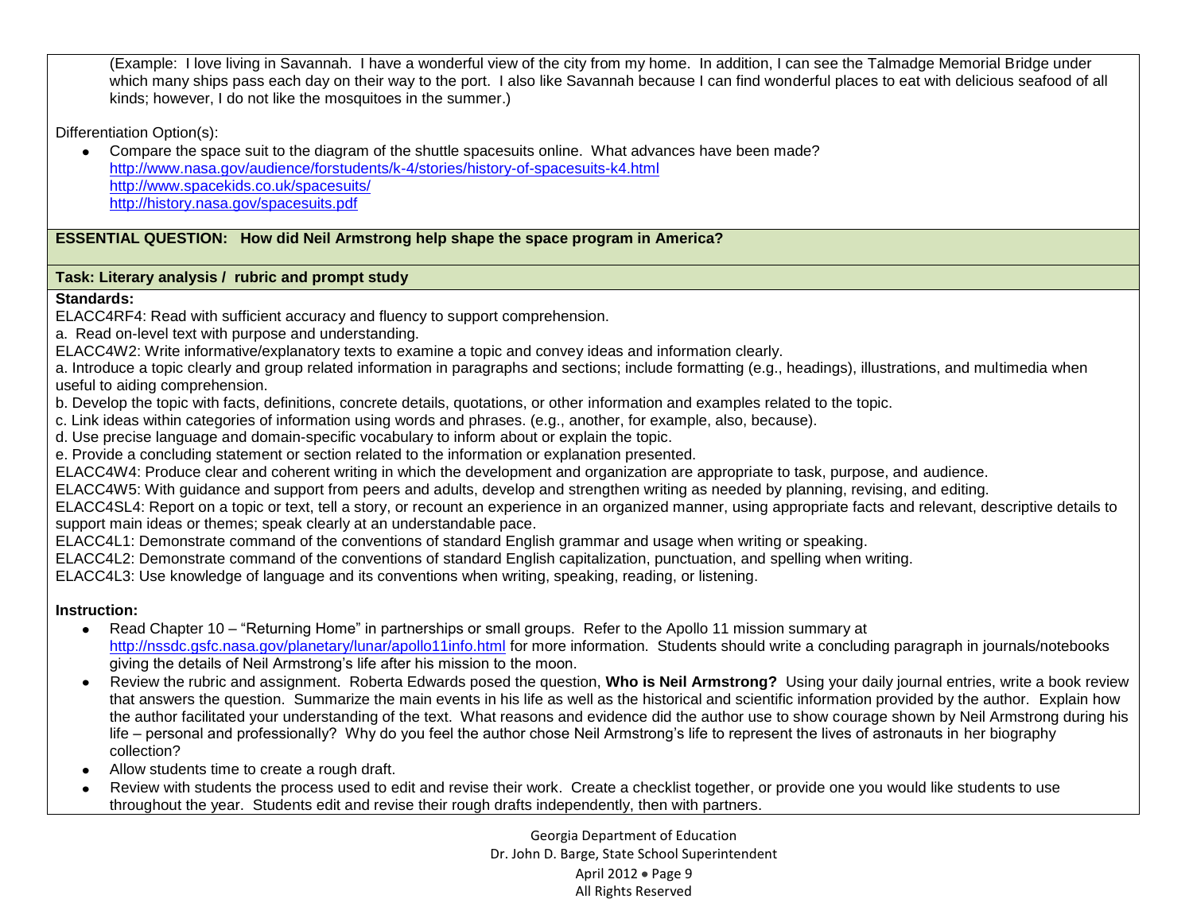(Example: I love living in Savannah. I have a wonderful view of the city from my home. In addition, I can see the Talmadge Memorial Bridge under which many ships pass each day on their way to the port. I also like Savannah because I can find wonderful places to eat with delicious seafood of all kinds; however, I do not like the mosquitoes in the summer.)

Differentiation Option(s):

- Compare the space suit to the diagram of the shuttle spacesuits online. What advances have been made?
  http://www.nasa.gov/audience/forstudents/k-4/stories/history-of-spacesuits-k4.html
  http://www.spacekids.co.uk/spacesuits/
  http://history.nasa.gov/spacesuits.pdf

**ESSENTIAL QUESTION: How did Neil Armstrong help shape the space program in America?**

**Task: Literary analysis / rubric and prompt study**

**Standards:**

ELACC4RF4: Read with sufficient accuracy and fluency to support comprehension.

a. Read on-level text with purpose and understanding.

ELACC4W2: Write informative/explanatory texts to examine a topic and convey ideas and information clearly.

a. Introduce a topic clearly and group related information in paragraphs and sections; include formatting (e.g., headings), illustrations, and multimedia when useful to aiding comprehension.

b. Develop the topic with facts, definitions, concrete details, quotations, or other information and examples related to the topic.

c. Link ideas within categories of information using words and phrases. (e.g., another, for example, also, because).

d. Use precise language and domain-specific vocabulary to inform about or explain the topic.

e. Provide a concluding statement or section related to the information or explanation presented.

ELACC4W4: Produce clear and coherent writing in which the development and organization are appropriate to task, purpose, and audience.

ELACC4W5: With guidance and support from peers and adults, develop and strengthen writing as needed by planning, revising, and editing.

ELACC4SL4: Report on a topic or text, tell a story, or recount an experience in an organized manner, using appropriate facts and relevant, descriptive details to support main ideas or themes; speak clearly at an understandable pace.

ELACC4L1: Demonstrate command of the conventions of standard English grammar and usage when writing or speaking.

ELACC4L2: Demonstrate command of the conventions of standard English capitalization, punctuation, and spelling when writing.

ELACC4L3: Use knowledge of language and its conventions when writing, speaking, reading, or listening.

**Instruction:**

- Read Chapter 10 – "Returning Home" in partnerships or small groups. Refer to the Apollo 11 mission summary at http://nssdc.gsfc.nasa.gov/planetary/lunar/apollo11info.html for more information. Students should write a concluding paragraph in journals/notebooks giving the details of Neil Armstrong's life after his mission to the moon.
- Review the rubric and assignment. Roberta Edwards posed the question, **Who is Neil Armstrong?** Using your daily journal entries, write a book review that answers the question. Summarize the main events in his life as well as the historical and scientific information provided by the author. Explain how the author facilitated your understanding of the text. What reasons and evidence did the author use to show courage shown by Neil Armstrong during his life – personal and professionally? Why do you feel the author chose Neil Armstrong's life to represent the lives of astronauts in her biography collection?
- Allow students time to create a rough draft.
- Review with students the process used to edit and revise their work. Create a checklist together, or provide one you would like students to use throughout the year. Students edit and revise their rough drafts independently, then with partners.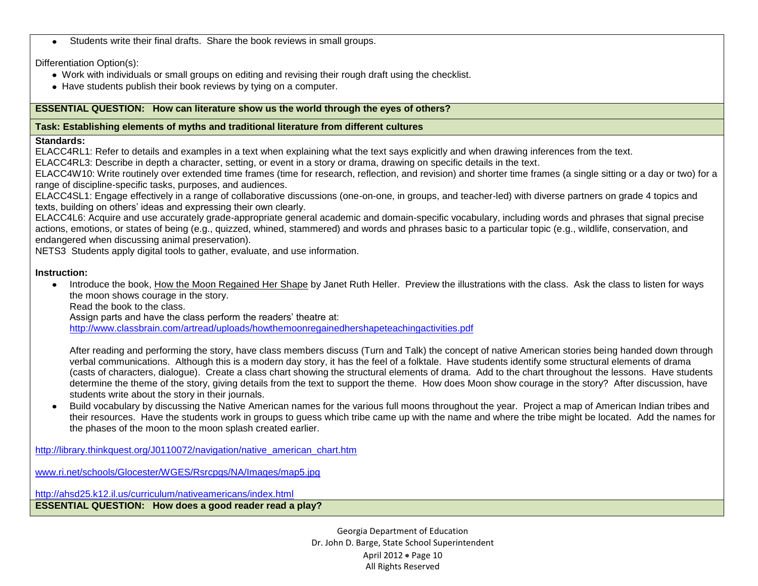- Students write their final drafts. Share the book reviews in small groups.

Differentiation Option(s):

- Work with individuals or small groups on editing and revising their rough draft using the checklist.
- Have students publish their book reviews by tying on a computer.

**ESSENTIAL QUESTION: How can literature show us the world through the eyes of others?**

**Task: Establishing elements of myths and traditional literature from different cultures**

**Standards:**

ELACC4RL1: Refer to details and examples in a text when explaining what the text says explicitly and when drawing inferences from the text.

ELACC4RL3: Describe in depth a character, setting, or event in a story or drama, drawing on specific details in the text.

ELACC4W10: Write routinely over extended time frames (time for research, reflection, and revision) and shorter time frames (a single sitting or a day or two) for a range of discipline-specific tasks, purposes, and audiences.

ELACC4SL1: Engage effectively in a range of collaborative discussions (one-on-one, in groups, and teacher-led) with diverse partners on grade 4 topics and texts, building on others' ideas and expressing their own clearly.

ELACC4L6: Acquire and use accurately grade-appropriate general academic and domain-specific vocabulary, including words and phrases that signal precise actions, emotions, or states of being (e.g., quizzed, whined, stammered) and words and phrases basic to a particular topic (e.g., wildlife, conservation, and endangered when discussing animal preservation).

NETS3 Students apply digital tools to gather, evaluate, and use information.

**Instruction:**

- Introduce the book, How the Moon Regained Her Shape by Janet Ruth Heller. Preview the illustrations with the class. Ask the class to listen for ways the moon shows courage in the story.
  Read the book to the class.
  Assign parts and have the class perform the readers' theatre at:
  http://www.classbrain.com/artread/uploads/howthemoonregainedhershapeteachingactivities.pdf

  After reading and performing the story, have class members discuss (Turn and Talk) the concept of native American stories being handed down through verbal communications. Although this is a modern day story, it has the feel of a folktale. Have students identify some structural elements of drama (casts of characters, dialogue). Create a class chart showing the structural elements of drama. Add to the chart throughout the lessons. Have students determine the theme of the story, giving details from the text to support the theme. How does Moon show courage in the story? After discussion, have students write about the story in their journals.
- Build vocabulary by discussing the Native American names for the various full moons throughout the year. Project a map of American Indian tribes and their resources. Have the students work in groups to guess which tribe came up with the name and where the tribe might be located. Add the names for the phases of the moon to the moon splash created earlier.

http://library.thinkquest.org/J0110072/navigation/native_american_chart.htm

www.ri.net/schools/Glocester/WGES/Rsrcpgs/NA/Images/map5.jpg

http://ahsd25.k12.il.us/curriculum/nativeamericans/index.html

**ESSENTIAL QUESTION: How does a good reader read a play?**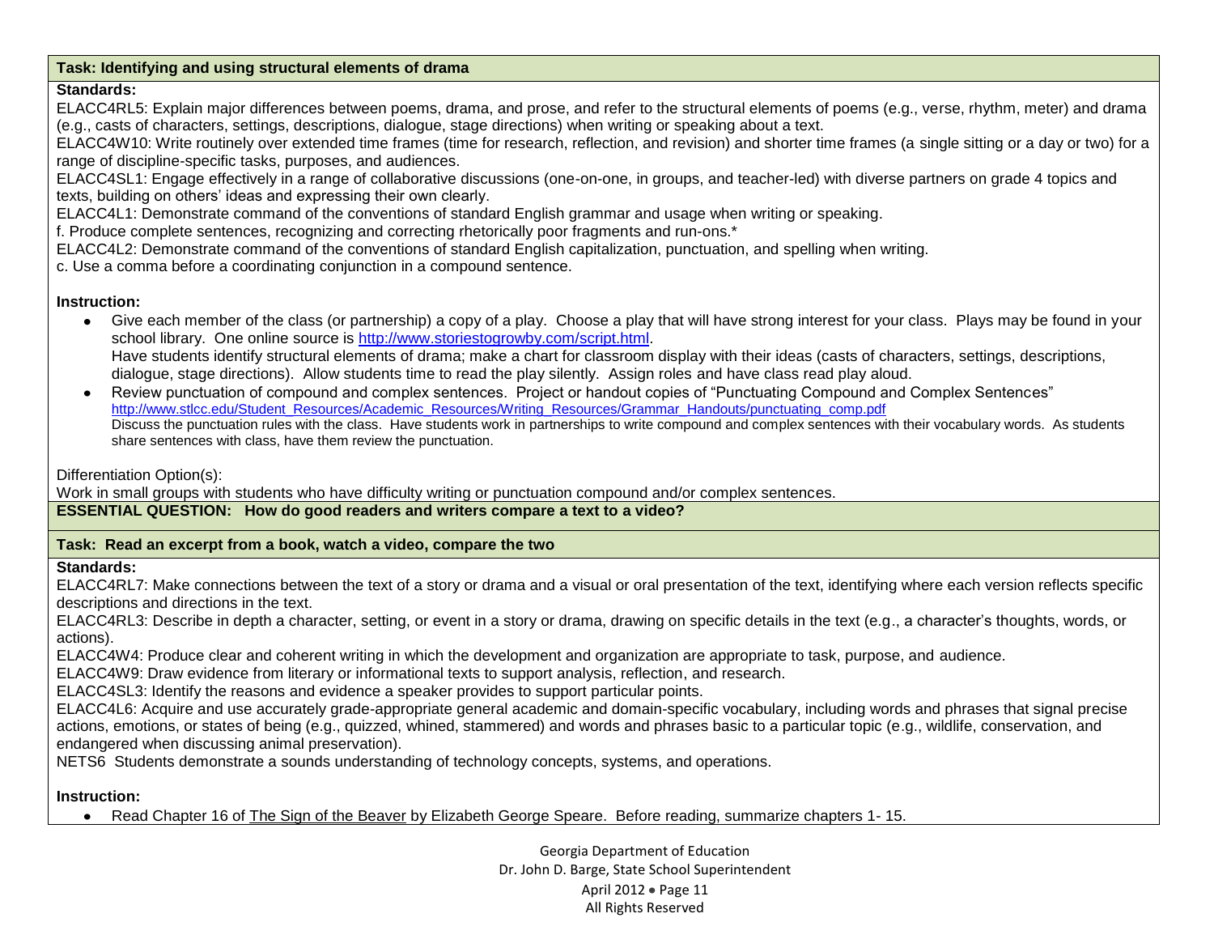**Task: Identifying and using structural elements of drama**

**Standards:**

ELACC4RL5: Explain major differences between poems, drama, and prose, and refer to the structural elements of poems (e.g., verse, rhythm, meter) and drama (e.g., casts of characters, settings, descriptions, dialogue, stage directions) when writing or speaking about a text.

ELACC4W10: Write routinely over extended time frames (time for research, reflection, and revision) and shorter time frames (a single sitting or a day or two) for a range of discipline-specific tasks, purposes, and audiences.

ELACC4SL1: Engage effectively in a range of collaborative discussions (one-on-one, in groups, and teacher-led) with diverse partners on grade 4 topics and texts, building on others' ideas and expressing their own clearly.

ELACC4L1: Demonstrate command of the conventions of standard English grammar and usage when writing or speaking.

f. Produce complete sentences, recognizing and correcting rhetorically poor fragments and run-ons.*

ELACC4L2: Demonstrate command of the conventions of standard English capitalization, punctuation, and spelling when writing.

c. Use a comma before a coordinating conjunction in a compound sentence.

**Instruction:**

- Give each member of the class (or partnership) a copy of a play. Choose a play that will have strong interest for your class. Plays may be found in your school library. One online source is http://www.storiestogrowby.com/script.html.
  Have students identify structural elements of drama; make a chart for classroom display with their ideas (casts of characters, settings, descriptions, dialogue, stage directions). Allow students time to read the play silently. Assign roles and have class read play aloud.
- Review punctuation of compound and complex sentences. Project or handout copies of "Punctuating Compound and Complex Sentences" http://www.stlcc.edu/Student_Resources/Academic_Resources/Writing_Resources/Grammar_Handouts/punctuating_comp.pdf
  Discuss the punctuation rules with the class. Have students work in partnerships to write compound and complex sentences with their vocabulary words. As students share sentences with class, have them review the punctuation.

Differentiation Option(s):

Work in small groups with students who have difficulty writing or punctuation compound and/or complex sentences.

**ESSENTIAL QUESTION: How do good readers and writers compare a text to a video?**

**Task: Read an excerpt from a book, watch a video, compare the two**

**Standards:**

ELACC4RL7: Make connections between the text of a story or drama and a visual or oral presentation of the text, identifying where each version reflects specific descriptions and directions in the text.

ELACC4RL3: Describe in depth a character, setting, or event in a story or drama, drawing on specific details in the text (e.g., a character's thoughts, words, or actions).

ELACC4W4: Produce clear and coherent writing in which the development and organization are appropriate to task, purpose, and audience.

ELACC4W9: Draw evidence from literary or informational texts to support analysis, reflection, and research.

ELACC4SL3: Identify the reasons and evidence a speaker provides to support particular points.

ELACC4L6: Acquire and use accurately grade-appropriate general academic and domain-specific vocabulary, including words and phrases that signal precise actions, emotions, or states of being (e.g., quizzed, whined, stammered) and words and phrases basic to a particular topic (e.g., wildlife, conservation, and endangered when discussing animal preservation).

NETS6 Students demonstrate a sounds understanding of technology concepts, systems, and operations.

**Instruction:**

- Read Chapter 16 of The Sign of the Beaver by Elizabeth George Speare. Before reading, summarize chapters 1- 15.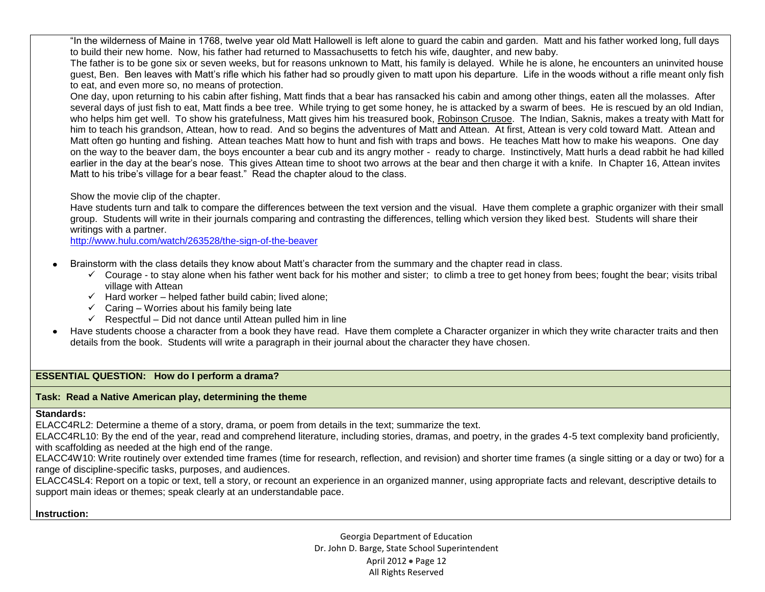"In the wilderness of Maine in 1768, twelve year old Matt Hallowell is left alone to guard the cabin and garden. Matt and his father worked long, full days to build their new home. Now, his father had returned to Massachusetts to fetch his wife, daughter, and new baby.

The father is to be gone six or seven weeks, but for reasons unknown to Matt, his family is delayed. While he is alone, he encounters an uninvited house guest, Ben. Ben leaves with Matt's rifle which his father had so proudly given to matt upon his departure. Life in the woods without a rifle meant only fish to eat, and even more so, no means of protection.

One day, upon returning to his cabin after fishing, Matt finds that a bear has ransacked his cabin and among other things, eaten all the molasses. After several days of just fish to eat, Matt finds a bee tree. While trying to get some honey, he is attacked by a swarm of bees. He is rescued by an old Indian, who helps him get well. To show his gratefulness, Matt gives him his treasured book, Robinson Crusoe. The Indian, Saknis, makes a treaty with Matt for him to teach his grandson, Attean, how to read. And so begins the adventures of Matt and Attean. At first, Attean is very cold toward Matt. Attean and Matt often go hunting and fishing. Attean teaches Matt how to hunt and fish with traps and bows. He teaches Matt how to make his weapons. One day on the way to the beaver dam, the boys encounter a bear cub and its angry mother - ready to charge. Instinctively, Matt hurls a dead rabbit he had killed earlier in the day at the bear's nose. This gives Attean time to shoot two arrows at the bear and then charge it with a knife. In Chapter 16, Attean invites Matt to his tribe's village for a bear feast." Read the chapter aloud to the class.

Show the movie clip of the chapter.

Have students turn and talk to compare the differences between the text version and the visual. Have them complete a graphic organizer with their small group. Students will write in their journals comparing and contrasting the differences, telling which version they liked best. Students will share their writings with a partner.

http://www.hulu.com/watch/263528/the-sign-of-the-beaver

- Brainstorm with the class details they know about Matt's character from the summary and the chapter read in class.
  - ✓ Courage - to stay alone when his father went back for his mother and sister; to climb a tree to get honey from bees; fought the bear; visits tribal village with Attean
  - ✓ Hard worker – helped father build cabin; lived alone;
  - ✓ Caring – Worries about his family being late
  - ✓ Respectful – Did not dance until Attean pulled him in line
- Have students choose a character from a book they have read. Have them complete a Character organizer in which they write character traits and then details from the book. Students will write a paragraph in their journal about the character they have chosen.

**ESSENTIAL QUESTION: How do I perform a drama?**

**Task: Read a Native American play, determining the theme**

**Standards:**

ELACC4RL2: Determine a theme of a story, drama, or poem from details in the text; summarize the text.

ELACC4RL10: By the end of the year, read and comprehend literature, including stories, dramas, and poetry, in the grades 4-5 text complexity band proficiently, with scaffolding as needed at the high end of the range.

ELACC4W10: Write routinely over extended time frames (time for research, reflection, and revision) and shorter time frames (a single sitting or a day or two) for a range of discipline-specific tasks, purposes, and audiences.

ELACC4SL4: Report on a topic or text, tell a story, or recount an experience in an organized manner, using appropriate facts and relevant, descriptive details to support main ideas or themes; speak clearly at an understandable pace.

**Instruction:**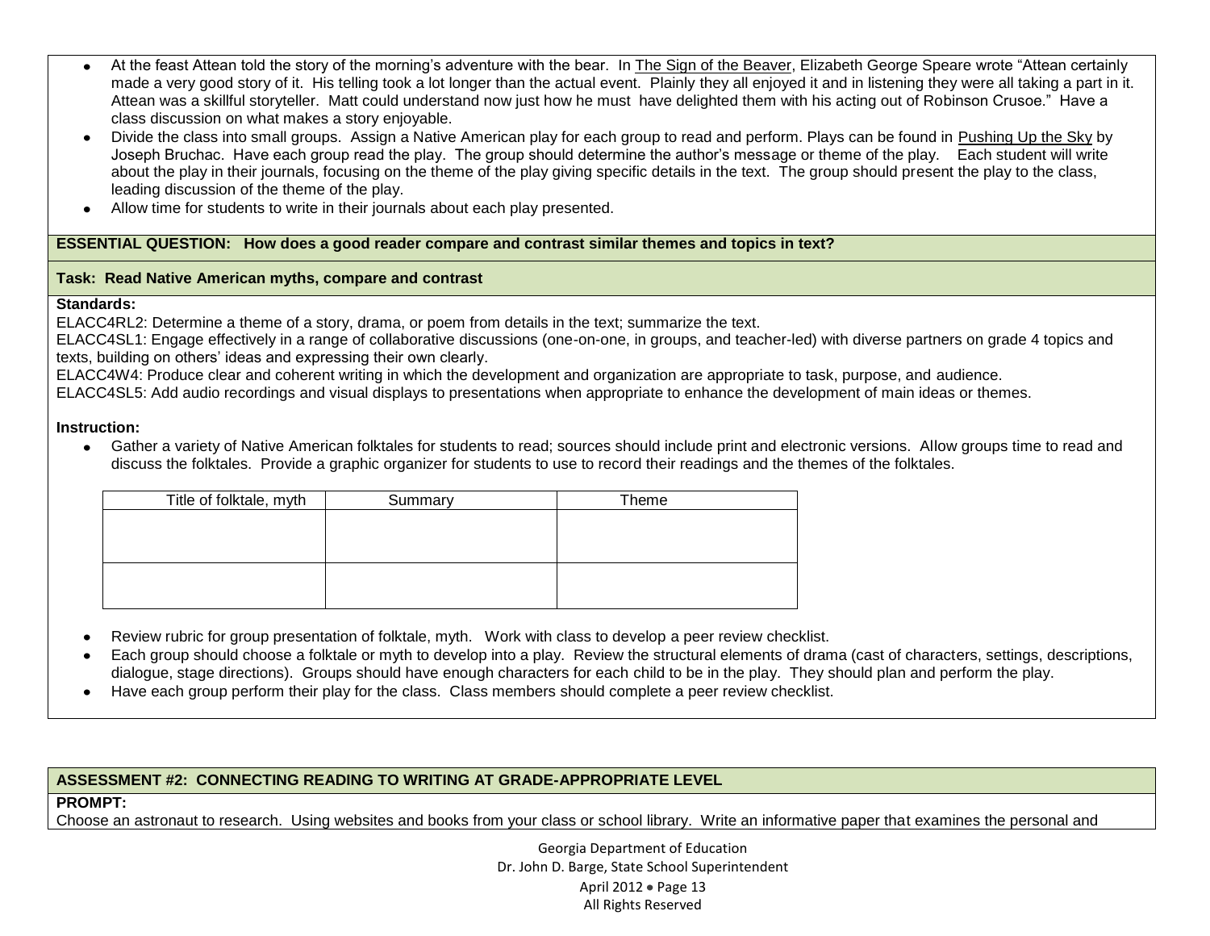- At the feast Attean told the story of the morning's adventure with the bear. In The Sign of the Beaver, Elizabeth George Speare wrote "Attean certainly made a very good story of it. His telling took a lot longer than the actual event. Plainly they all enjoyed it and in listening they were all taking a part in it. Attean was a skillful storyteller. Matt could understand now just how he must have delighted them with his acting out of Robinson Crusoe." Have a class discussion on what makes a story enjoyable.
- Divide the class into small groups. Assign a Native American play for each group to read and perform. Plays can be found in Pushing Up the Sky by Joseph Bruchac. Have each group read the play. The group should determine the author's message or theme of the play. Each student will write about the play in their journals, focusing on the theme of the play giving specific details in the text. The group should present the play to the class, leading discussion of the theme of the play.
- Allow time for students to write in their journals about each play presented.

**ESSENTIAL QUESTION: How does a good reader compare and contrast similar themes and topics in text?**

**Task: Read Native American myths, compare and contrast**

**Standards:**

ELACC4RL2: Determine a theme of a story, drama, or poem from details in the text; summarize the text.

ELACC4SL1: Engage effectively in a range of collaborative discussions (one-on-one, in groups, and teacher-led) with diverse partners on grade 4 topics and texts, building on others' ideas and expressing their own clearly.

ELACC4W4: Produce clear and coherent writing in which the development and organization are appropriate to task, purpose, and audience.

ELACC4SL5: Add audio recordings and visual displays to presentations when appropriate to enhance the development of main ideas or themes.

**Instruction:**

- Gather a variety of Native American folktales for students to read; sources should include print and electronic versions. Allow groups time to read and discuss the folktales. Provide a graphic organizer for students to use to record their readings and the themes of the folktales.

| Title of folktale, myth | Summary | Theme |
|---|---|---|
| | | |
| | | |

- Review rubric for group presentation of folktale, myth. Work with class to develop a peer review checklist.
- Each group should choose a folktale or myth to develop into a play. Review the structural elements of drama (cast of characters, settings, descriptions, dialogue, stage directions). Groups should have enough characters for each child to be in the play. They should plan and perform the play.
- Have each group perform their play for the class. Class members should complete a peer review checklist.

**ASSESSMENT #2: CONNECTING READING TO WRITING AT GRADE-APPROPRIATE LEVEL**

**PROMPT:**

Choose an astronaut to research. Using websites and books from your class or school library. Write an informative paper that examines the personal and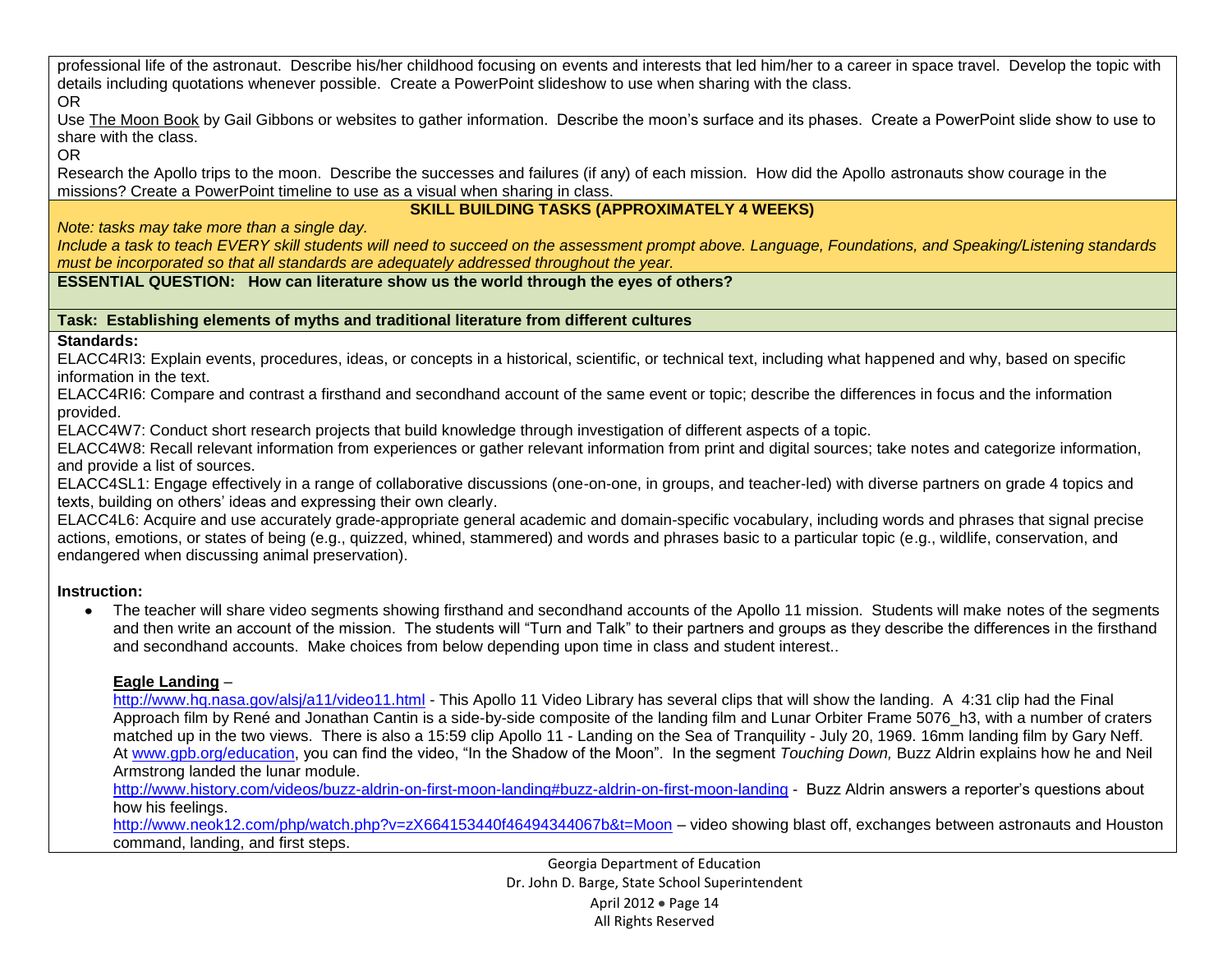professional life of the astronaut. Describe his/her childhood focusing on events and interests that led him/her to a career in space travel. Develop the topic with details including quotations whenever possible. Create a PowerPoint slideshow to use when sharing with the class.

OR

Use The Moon Book by Gail Gibbons or websites to gather information. Describe the moon's surface and its phases. Create a PowerPoint slide show to use to share with the class.

OR

Research the Apollo trips to the moon. Describe the successes and failures (if any) of each mission. How did the Apollo astronauts show courage in the missions? Create a PowerPoint timeline to use as a visual when sharing in class.

**SKILL BUILDING TASKS (APPROXIMATELY 4 WEEKS)**

*Note: tasks may take more than a single day.*

*Include a task to teach EVERY skill students will need to succeed on the assessment prompt above. Language, Foundations, and Speaking/Listening standards must be incorporated so that all standards are adequately addressed throughout the year.*

**ESSENTIAL QUESTION: How can literature show us the world through the eyes of others?**

**Task: Establishing elements of myths and traditional literature from different cultures**

**Standards:**

ELACC4RI3: Explain events, procedures, ideas, or concepts in a historical, scientific, or technical text, including what happened and why, based on specific information in the text.

ELACC4RI6: Compare and contrast a firsthand and secondhand account of the same event or topic; describe the differences in focus and the information provided.

ELACC4W7: Conduct short research projects that build knowledge through investigation of different aspects of a topic.

ELACC4W8: Recall relevant information from experiences or gather relevant information from print and digital sources; take notes and categorize information, and provide a list of sources.

ELACC4SL1: Engage effectively in a range of collaborative discussions (one-on-one, in groups, and teacher-led) with diverse partners on grade 4 topics and texts, building on others' ideas and expressing their own clearly.

ELACC4L6: Acquire and use accurately grade-appropriate general academic and domain-specific vocabulary, including words and phrases that signal precise actions, emotions, or states of being (e.g., quizzed, whined, stammered) and words and phrases basic to a particular topic (e.g., wildlife, conservation, and endangered when discussing animal preservation).

**Instruction:**

- The teacher will share video segments showing firsthand and secondhand accounts of the Apollo 11 mission. Students will make notes of the segments and then write an account of the mission. The students will "Turn and Talk" to their partners and groups as they describe the differences in the firsthand and secondhand accounts. Make choices from below depending upon time in class and student interest..

  **Eagle Landing** –

  http://www.hq.nasa.gov/alsj/a11/video11.html - This Apollo 11 Video Library has several clips that will show the landing. A 4:31 clip had the Final Approach film by René and Jonathan Cantin is a side-by-side composite of the landing film and Lunar Orbiter Frame 5076_h3, with a number of craters matched up in the two views. There is also a 15:59 clip Apollo 11 - Landing on the Sea of Tranquility - July 20, 1969. 16mm landing film by Gary Neff. At www.gpb.org/education, you can find the video, "In the Shadow of the Moon". In the segment *Touching Down,* Buzz Aldrin explains how he and Neil Armstrong landed the lunar module.

  http://www.history.com/videos/buzz-aldrin-on-first-moon-landing#buzz-aldrin-on-first-moon-landing - Buzz Aldrin answers a reporter's questions about how his feelings.

  http://www.neok12.com/php/watch.php?v=zX664153440f46494344067b&t=Moon – video showing blast off, exchanges between astronauts and Houston command, landing, and first steps.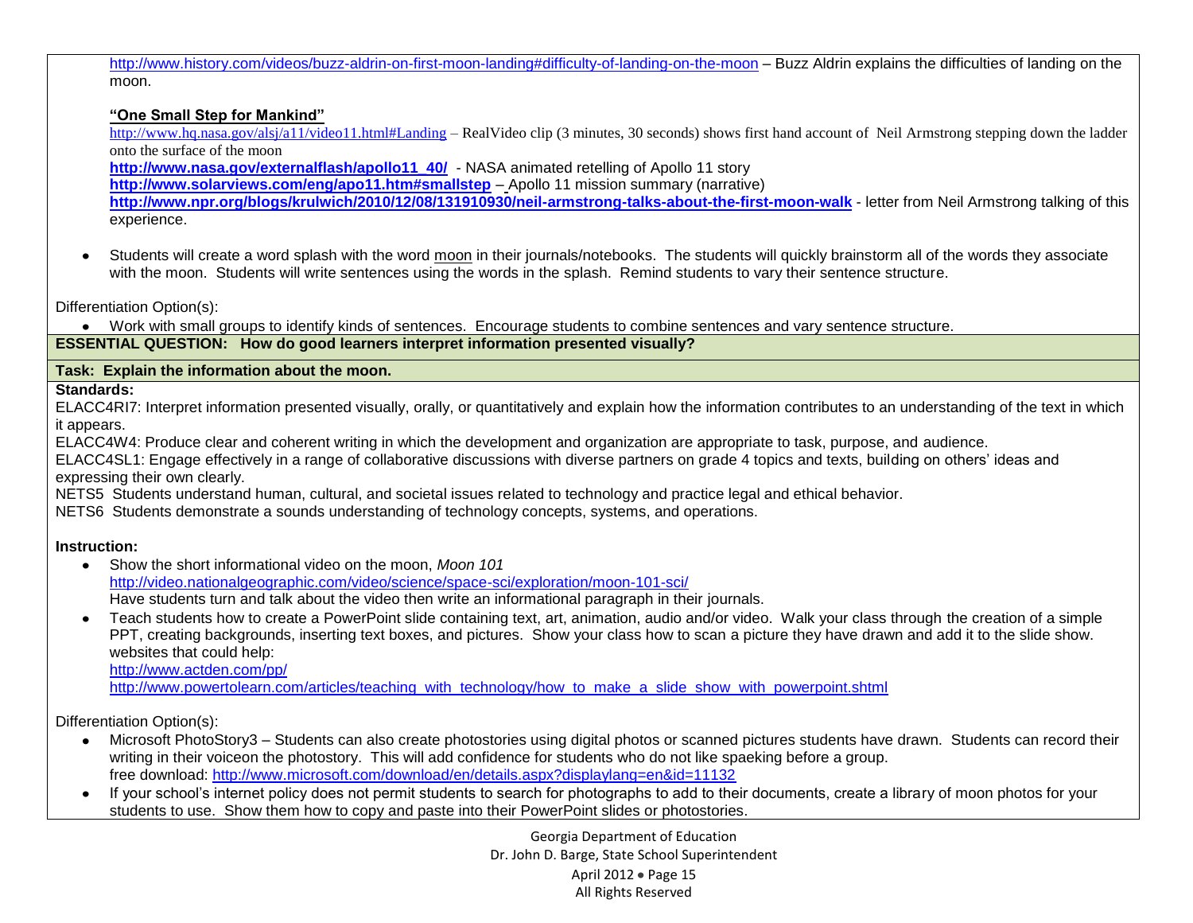http://www.history.com/videos/buzz-aldrin-on-first-moon-landing#difficulty-of-landing-on-the-moon – Buzz Aldrin explains the difficulties of landing on the moon.

**"One Small Step for Mankind"**

http://www.hq.nasa.gov/alsj/a11/video11.html#Landing – RealVideo clip (3 minutes, 30 seconds) shows first hand account of Neil Armstrong stepping down the ladder onto the surface of the moon

**http://www.nasa.gov/externalflash/apollo11_40/** - NASA animated retelling of Apollo 11 story

**http://www.solarviews.com/eng/apo11.htm#smallstep** – Apollo 11 mission summary (narrative)

**http://www.npr.org/blogs/krulwich/2010/12/08/131910930/neil-armstrong-talks-about-the-first-moon-walk** - letter from Neil Armstrong talking of this experience.

- Students will create a word splash with the word moon in their journals/notebooks. The students will quickly brainstorm all of the words they associate with the moon. Students will write sentences using the words in the splash. Remind students to vary their sentence structure.

Differentiation Option(s):

- Work with small groups to identify kinds of sentences. Encourage students to combine sentences and vary sentence structure.

**ESSENTIAL QUESTION: How do good learners interpret information presented visually?**

**Task: Explain the information about the moon.**

**Standards:**

ELACC4RI7: Interpret information presented visually, orally, or quantitatively and explain how the information contributes to an understanding of the text in which it appears.

ELACC4W4: Produce clear and coherent writing in which the development and organization are appropriate to task, purpose, and audience.

ELACC4SL1: Engage effectively in a range of collaborative discussions with diverse partners on grade 4 topics and texts, building on others' ideas and expressing their own clearly.

NETS5 Students understand human, cultural, and societal issues related to technology and practice legal and ethical behavior.

NETS6 Students demonstrate a sounds understanding of technology concepts, systems, and operations.

**Instruction:**

- Show the short informational video on the moon, *Moon 101*
  http://video.nationalgeographic.com/video/science/space-sci/exploration/moon-101-sci/
  Have students turn and talk about the video then write an informational paragraph in their journals.
- Teach students how to create a PowerPoint slide containing text, art, animation, audio and/or video. Walk your class through the creation of a simple PPT, creating backgrounds, inserting text boxes, and pictures. Show your class how to scan a picture they have drawn and add it to the slide show. websites that could help:
  http://www.actden.com/pp/
  http://www.powertolearn.com/articles/teaching_with_technology/how_to_make_a_slide_show_with_powerpoint.shtml

Differentiation Option(s):

- Microsoft PhotoStory3 – Students can also create photostories using digital photos or scanned pictures students have drawn. Students can record their writing in their voiceon the photostory. This will add confidence for students who do not like spaeking before a group.
  free download: http://www.microsoft.com/download/en/details.aspx?displaylang=en&id=11132
- If your school's internet policy does not permit students to search for photographs to add to their documents, create a library of moon photos for your students to use. Show them how to copy and paste into their PowerPoint slides or photostories.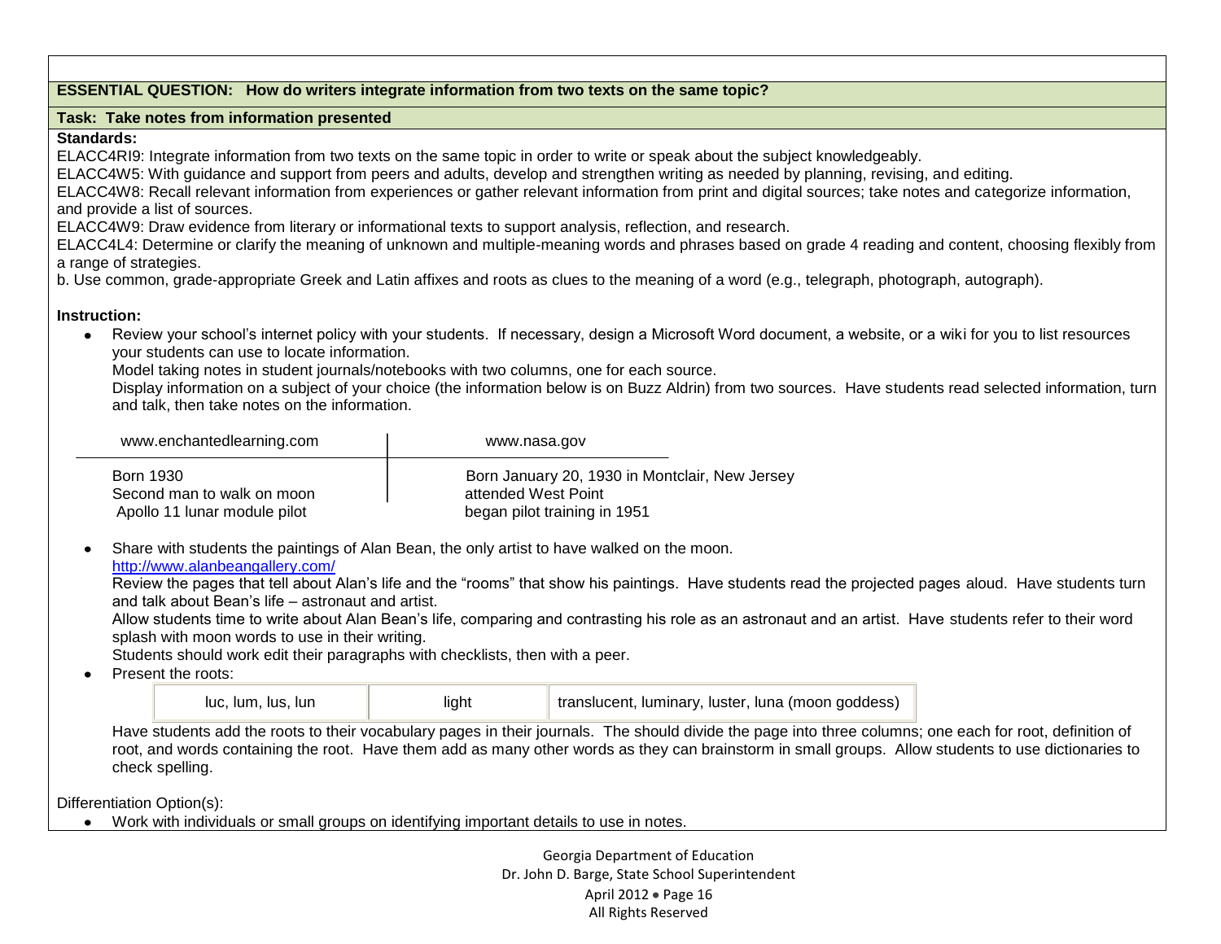**ESSENTIAL QUESTION: How do writers integrate information from two texts on the same topic?**

**Task: Take notes from information presented**

**Standards:**

ELACC4RI9: Integrate information from two texts on the same topic in order to write or speak about the subject knowledgeably.

ELACC4W5: With guidance and support from peers and adults, develop and strengthen writing as needed by planning, revising, and editing.

ELACC4W8: Recall relevant information from experiences or gather relevant information from print and digital sources; take notes and categorize information, and provide a list of sources.

ELACC4W9: Draw evidence from literary or informational texts to support analysis, reflection, and research.

ELACC4L4: Determine or clarify the meaning of unknown and multiple-meaning words and phrases based on grade 4 reading and content, choosing flexibly from a range of strategies.

b. Use common, grade-appropriate Greek and Latin affixes and roots as clues to the meaning of a word (e.g., telegraph, photograph, autograph).

**Instruction:**

- Review your school's internet policy with your students. If necessary, design a Microsoft Word document, a website, or a wiki for you to list resources your students can use to locate information.
  Model taking notes in student journals/notebooks with two columns, one for each source.
  Display information on a subject of your choice (the information below is on Buzz Aldrin) from two sources. Have students read selected information, turn and talk, then take notes on the information.

| www.enchantedlearning.com | www.nasa.gov |
|---|---|
| Born 1930 | Born January 20, 1930 in Montclair, New Jersey |
| Second man to walk on moon | attended West Point |
| Apollo 11 lunar module pilot | began pilot training in 1951 |

- Share with students the paintings of Alan Bean, the only artist to have walked on the moon.
  http://www.alanbeangallery.com/
  Review the pages that tell about Alan's life and the "rooms" that show his paintings. Have students read the projected pages aloud. Have students turn and talk about Bean's life – astronaut and artist.
  Allow students time to write about Alan Bean's life, comparing and contrasting his role as an astronaut and an artist. Have students refer to their word splash with moon words to use in their writing.
  Students should work edit their paragraphs with checklists, then with a peer.
- Present the roots:

| luc, lum, lus, lun | light | translucent, luminary, luster, luna (moon goddess) |
|---|---|---|

  Have students add the roots to their vocabulary pages in their journals. The should divide the page into three columns; one each for root, definition of root, and words containing the root. Have them add as many other words as they can brainstorm in small groups. Allow students to use dictionaries to check spelling.

Differentiation Option(s):

- Work with individuals or small groups on identifying important details to use in notes.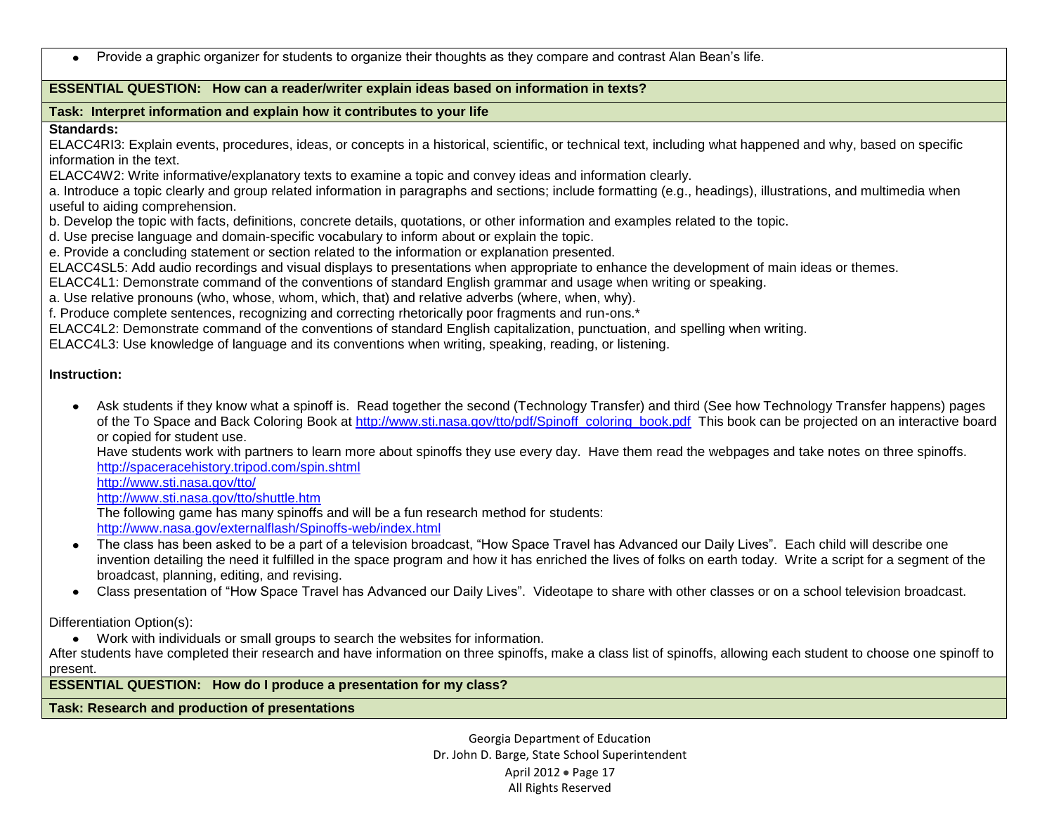- Provide a graphic organizer for students to organize their thoughts as they compare and contrast Alan Bean's life.

**ESSENTIAL QUESTION: How can a reader/writer explain ideas based on information in texts?**

**Task: Interpret information and explain how it contributes to your life**

**Standards:**

ELACC4RI3: Explain events, procedures, ideas, or concepts in a historical, scientific, or technical text, including what happened and why, based on specific information in the text.

ELACC4W2: Write informative/explanatory texts to examine a topic and convey ideas and information clearly.

a. Introduce a topic clearly and group related information in paragraphs and sections; include formatting (e.g., headings), illustrations, and multimedia when useful to aiding comprehension.

b. Develop the topic with facts, definitions, concrete details, quotations, or other information and examples related to the topic.

d. Use precise language and domain-specific vocabulary to inform about or explain the topic.

e. Provide a concluding statement or section related to the information or explanation presented.

ELACC4SL5: Add audio recordings and visual displays to presentations when appropriate to enhance the development of main ideas or themes.

ELACC4L1: Demonstrate command of the conventions of standard English grammar and usage when writing or speaking.

a. Use relative pronouns (who, whose, whom, which, that) and relative adverbs (where, when, why).

f. Produce complete sentences, recognizing and correcting rhetorically poor fragments and run-ons.*

ELACC4L2: Demonstrate command of the conventions of standard English capitalization, punctuation, and spelling when writing.

ELACC4L3: Use knowledge of language and its conventions when writing, speaking, reading, or listening.

**Instruction:**

- Ask students if they know what a spinoff is. Read together the second (Technology Transfer) and third (See how Technology Transfer happens) pages of the To Space and Back Coloring Book at http://www.sti.nasa.gov/tto/pdf/Spinoff_coloring_book.pdf This book can be projected on an interactive board or copied for student use.
  Have students work with partners to learn more about spinoffs they use every day. Have them read the webpages and take notes on three spinoffs.
  http://spaceracehistory.tripod.com/spin.shtml
  http://www.sti.nasa.gov/tto/
  http://www.sti.nasa.gov/tto/shuttle.htm
  The following game has many spinoffs and will be a fun research method for students:
  http://www.nasa.gov/externalflash/Spinoffs-web/index.html
- The class has been asked to be a part of a television broadcast, "How Space Travel has Advanced our Daily Lives". Each child will describe one invention detailing the need it fulfilled in the space program and how it has enriched the lives of folks on earth today. Write a script for a segment of the broadcast, planning, editing, and revising.
- Class presentation of "How Space Travel has Advanced our Daily Lives". Videotape to share with other classes or on a school television broadcast.

Differentiation Option(s):

- Work with individuals or small groups to search the websites for information.

After students have completed their research and have information on three spinoffs, make a class list of spinoffs, allowing each student to choose one spinoff to present.

**ESSENTIAL QUESTION: How do I produce a presentation for my class?**

**Task: Research and production of presentations**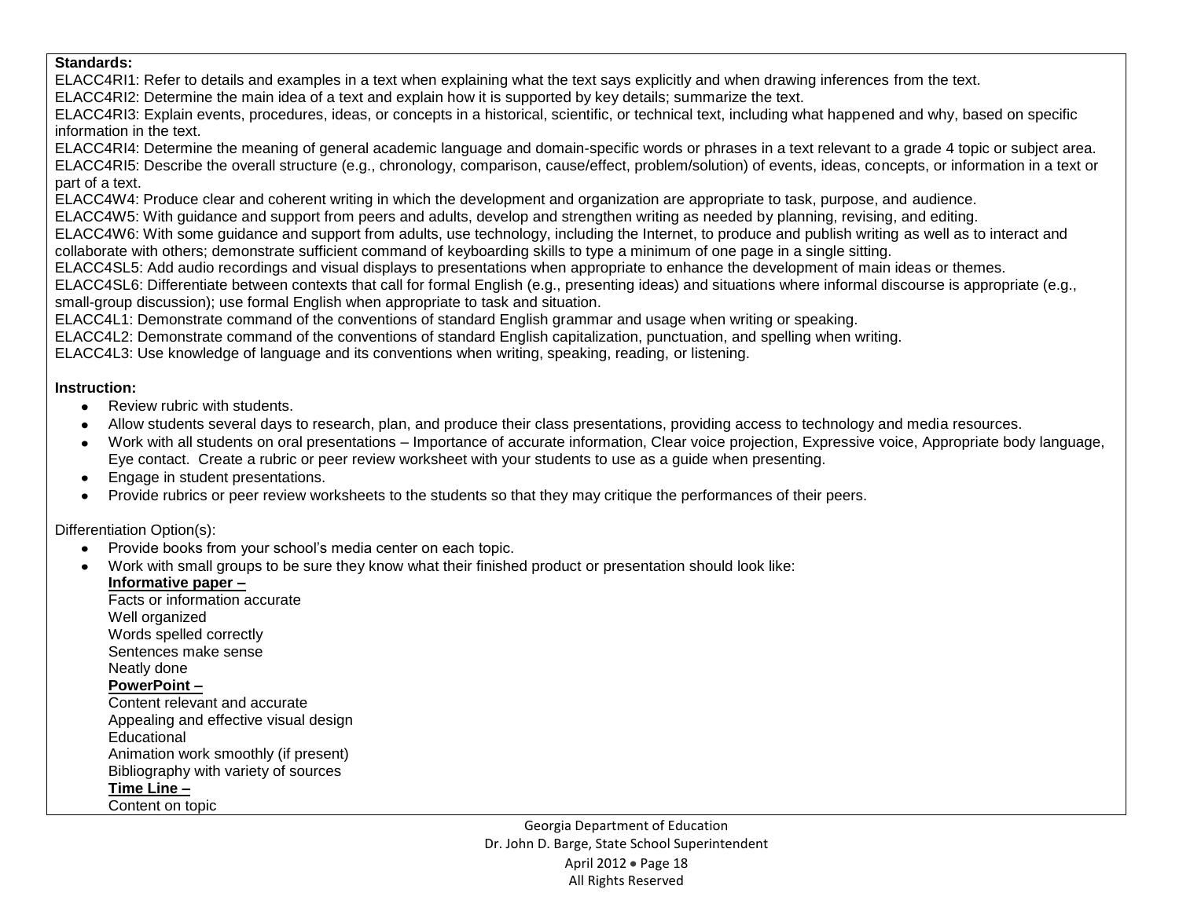**Standards:**

ELACC4RI1: Refer to details and examples in a text when explaining what the text says explicitly and when drawing inferences from the text.
ELACC4RI2: Determine the main idea of a text and explain how it is supported by key details; summarize the text.
ELACC4RI3: Explain events, procedures, ideas, or concepts in a historical, scientific, or technical text, including what happened and why, based on specific information in the text.
ELACC4RI4: Determine the meaning of general academic language and domain-specific words or phrases in a text relevant to a grade 4 topic or subject area.
ELACC4RI5: Describe the overall structure (e.g., chronology, comparison, cause/effect, problem/solution) of events, ideas, concepts, or information in a text or part of a text.
ELACC4W4: Produce clear and coherent writing in which the development and organization are appropriate to task, purpose, and audience.
ELACC4W5: With guidance and support from peers and adults, develop and strengthen writing as needed by planning, revising, and editing.
ELACC4W6: With some guidance and support from adults, use technology, including the Internet, to produce and publish writing as well as to interact and collaborate with others; demonstrate sufficient command of keyboarding skills to type a minimum of one page in a single sitting.
ELACC4SL5: Add audio recordings and visual displays to presentations when appropriate to enhance the development of main ideas or themes.
ELACC4SL6: Differentiate between contexts that call for formal English (e.g., presenting ideas) and situations where informal discourse is appropriate (e.g., small-group discussion); use formal English when appropriate to task and situation.
ELACC4L1: Demonstrate command of the conventions of standard English grammar and usage when writing or speaking.
ELACC4L2: Demonstrate command of the conventions of standard English capitalization, punctuation, and spelling when writing.
ELACC4L3: Use knowledge of language and its conventions when writing, speaking, reading, or listening.

**Instruction:**

- Review rubric with students.
- Allow students several days to research, plan, and produce their class presentations, providing access to technology and media resources.
- Work with all students on oral presentations – Importance of accurate information, Clear voice projection, Expressive voice, Appropriate body language, Eye contact. Create a rubric or peer review worksheet with your students to use as a guide when presenting.
- Engage in student presentations.
- Provide rubrics or peer review worksheets to the students so that they may critique the performances of their peers.

Differentiation Option(s):

- Provide books from your school's media center on each topic.
- Work with small groups to be sure they know what their finished product or presentation should look like:

  **<u>Informative paper –</u>**
  Facts or information accurate
  Well organized
  Words spelled correctly
  Sentences make sense
  Neatly done

  **<u>PowerPoint –</u>**
  Content relevant and accurate
  Appealing and effective visual design
  Educational
  Animation work smoothly (if present)
  Bibliography with variety of sources

  **<u>Time Line –</u>**
  Content on topic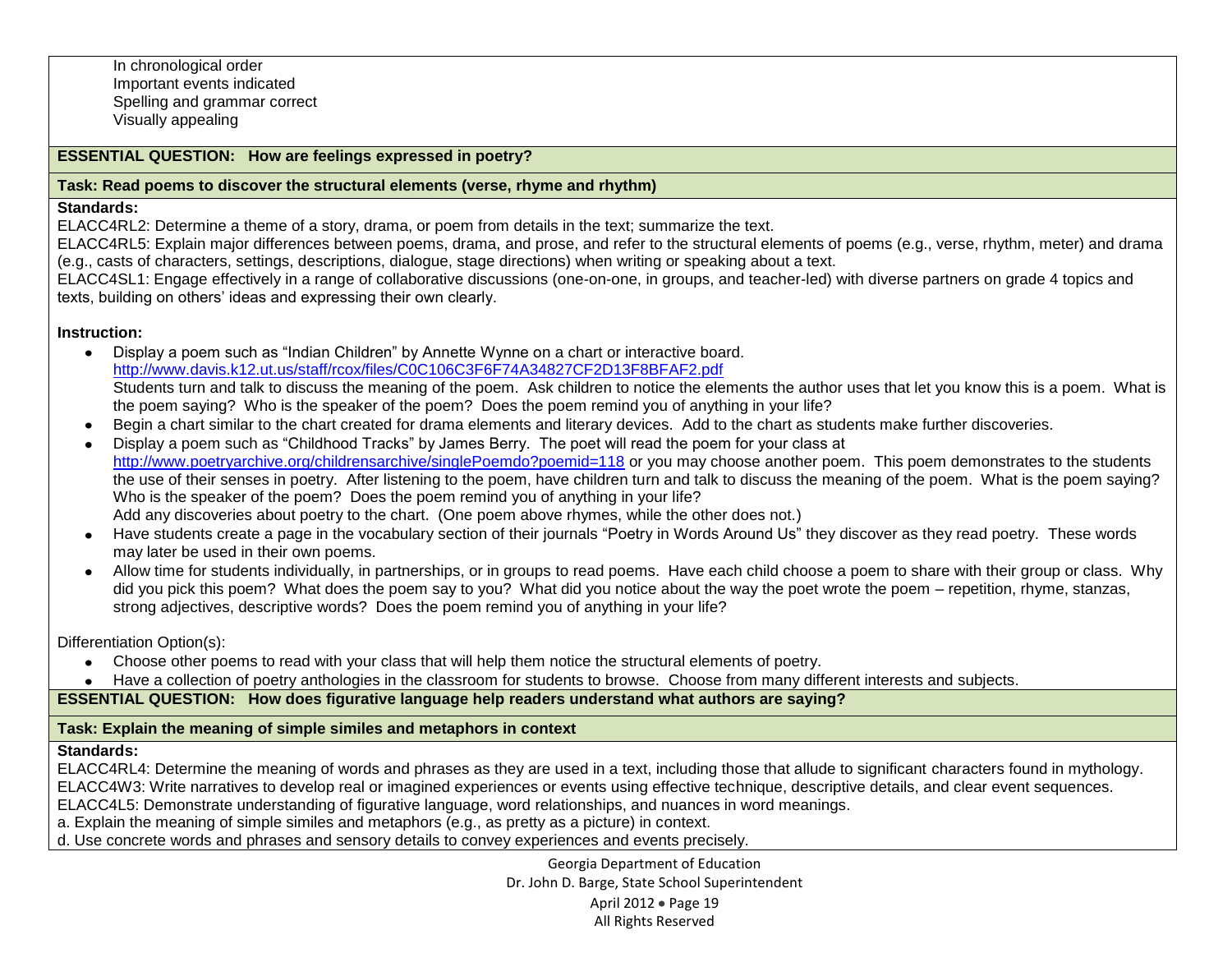In chronological order
Important events indicated
Spelling and grammar correct
Visually appealing

**ESSENTIAL QUESTION: How are feelings expressed in poetry?**

**Task: Read poems to discover the structural elements (verse, rhyme and rhythm)**

**Standards:**
ELACC4RL2: Determine a theme of a story, drama, or poem from details in the text; summarize the text.
ELACC4RL5: Explain major differences between poems, drama, and prose, and refer to the structural elements of poems (e.g., verse, rhythm, meter) and drama (e.g., casts of characters, settings, descriptions, dialogue, stage directions) when writing or speaking about a text.
ELACC4SL1: Engage effectively in a range of collaborative discussions (one-on-one, in groups, and teacher-led) with diverse partners on grade 4 topics and texts, building on others' ideas and expressing their own clearly.

**Instruction:**

- Display a poem such as "Indian Children" by Annette Wynne on a chart or interactive board. http://www.davis.k12.ut.us/staff/rcox/files/C0C106C3F6F74A34827CF2D13F8BFAF2.pdf
  Students turn and talk to discuss the meaning of the poem. Ask children to notice the elements the author uses that let you know this is a poem. What is the poem saying? Who is the speaker of the poem? Does the poem remind you of anything in your life?
- Begin a chart similar to the chart created for drama elements and literary devices. Add to the chart as students make further discoveries.
- Display a poem such as "Childhood Tracks" by James Berry. The poet will read the poem for your class at http://www.poetryarchive.org/childrensarchive/singlePoemdo?poemid=118 or you may choose another poem. This poem demonstrates to the students the use of their senses in poetry. After listening to the poem, have children turn and talk to discuss the meaning of the poem. What is the poem saying? Who is the speaker of the poem? Does the poem remind you of anything in your life?
  Add any discoveries about poetry to the chart. (One poem above rhymes, while the other does not.)
- Have students create a page in the vocabulary section of their journals "Poetry in Words Around Us" they discover as they read poetry. These words may later be used in their own poems.
- Allow time for students individually, in partnerships, or in groups to read poems. Have each child choose a poem to share with their group or class. Why did you pick this poem? What does the poem say to you? What did you notice about the way the poet wrote the poem – repetition, rhyme, stanzas, strong adjectives, descriptive words? Does the poem remind you of anything in your life?

Differentiation Option(s):

- Choose other poems to read with your class that will help them notice the structural elements of poetry.
- Have a collection of poetry anthologies in the classroom for students to browse. Choose from many different interests and subjects.

**ESSENTIAL QUESTION: How does figurative language help readers understand what authors are saying?**

**Task: Explain the meaning of simple similes and metaphors in context**

**Standards:**
ELACC4RL4: Determine the meaning of words and phrases as they are used in a text, including those that allude to significant characters found in mythology.
ELACC4W3: Write narratives to develop real or imagined experiences or events using effective technique, descriptive details, and clear event sequences.
ELACC4L5: Demonstrate understanding of figurative language, word relationships, and nuances in word meanings.
a. Explain the meaning of simple similes and metaphors (e.g., as pretty as a picture) in context.
d. Use concrete words and phrases and sensory details to convey experiences and events precisely.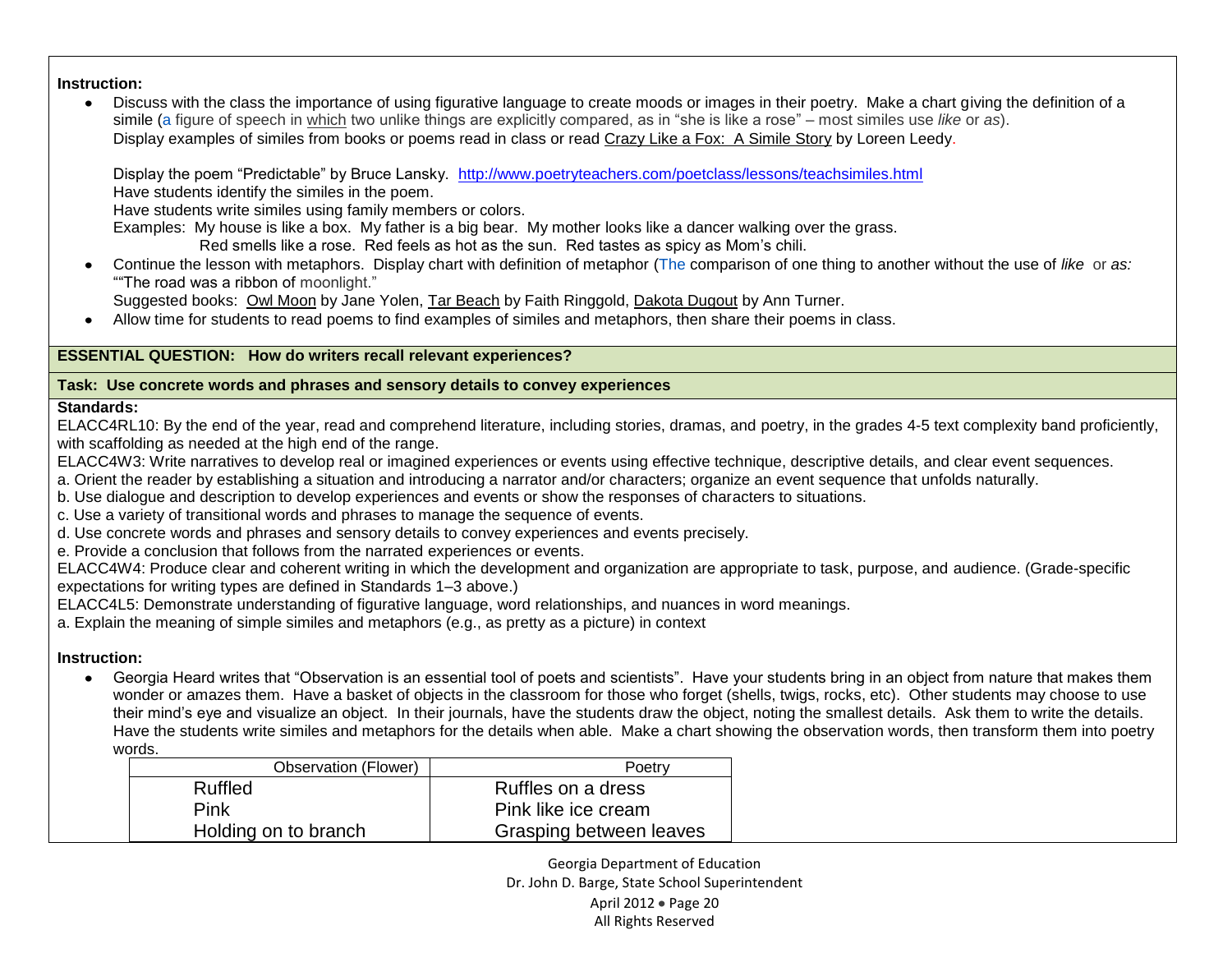**Instruction:**

- Discuss with the class the importance of using figurative language to create moods or images in their poetry. Make a chart giving the definition of a simile (a figure of speech in which two unlike things are explicitly compared, as in "she is like a rose" – most similes use *like* or *as*).
  Display examples of similes from books or poems read in class or read Crazy Like a Fox: A Simile Story by Loreen Leedy.

  Display the poem "Predictable" by Bruce Lansky. http://www.poetryteachers.com/poetclass/lessons/teachsimiles.html
  Have students identify the similes in the poem.
  Have students write similes using family members or colors.
  Examples: My house is like a box. My father is a big bear. My mother looks like a dancer walking over the grass.
  Red smells like a rose. Red feels as hot as the sun. Red tastes as spicy as Mom's chili.
- Continue the lesson with metaphors. Display chart with definition of metaphor (The comparison of one thing to another without the use of *like* or *as:* ""The road was a ribbon of moonlight."
  Suggested books: Owl Moon by Jane Yolen, Tar Beach by Faith Ringgold, Dakota Dugout by Ann Turner.
- Allow time for students to read poems to find examples of similes and metaphors, then share their poems in class.

**ESSENTIAL QUESTION: How do writers recall relevant experiences?**

**Task: Use concrete words and phrases and sensory details to convey experiences**

**Standards:**

ELACC4RL10: By the end of the year, read and comprehend literature, including stories, dramas, and poetry, in the grades 4-5 text complexity band proficiently, with scaffolding as needed at the high end of the range.

ELACC4W3: Write narratives to develop real or imagined experiences or events using effective technique, descriptive details, and clear event sequences.

a. Orient the reader by establishing a situation and introducing a narrator and/or characters; organize an event sequence that unfolds naturally.

b. Use dialogue and description to develop experiences and events or show the responses of characters to situations.

c. Use a variety of transitional words and phrases to manage the sequence of events.

d. Use concrete words and phrases and sensory details to convey experiences and events precisely.

e. Provide a conclusion that follows from the narrated experiences or events.

ELACC4W4: Produce clear and coherent writing in which the development and organization are appropriate to task, purpose, and audience. (Grade-specific expectations for writing types are defined in Standards 1–3 above.)

ELACC4L5: Demonstrate understanding of figurative language, word relationships, and nuances in word meanings.

a. Explain the meaning of simple similes and metaphors (e.g., as pretty as a picture) in context

**Instruction:**

- Georgia Heard writes that "Observation is an essential tool of poets and scientists". Have your students bring in an object from nature that makes them wonder or amazes them. Have a basket of objects in the classroom for those who forget (shells, twigs, rocks, etc). Other students may choose to use their mind's eye and visualize an object. In their journals, have the students draw the object, noting the smallest details. Ask them to write the details. Have the students write similes and metaphors for the details when able. Make a chart showing the observation words, then transform them into poetry words.

| Observation (Flower) | Poetry |
|---|---|
| Ruffled | Ruffles on a dress |
| Pink | Pink like ice cream |
| Holding on to branch | Grasping between leaves |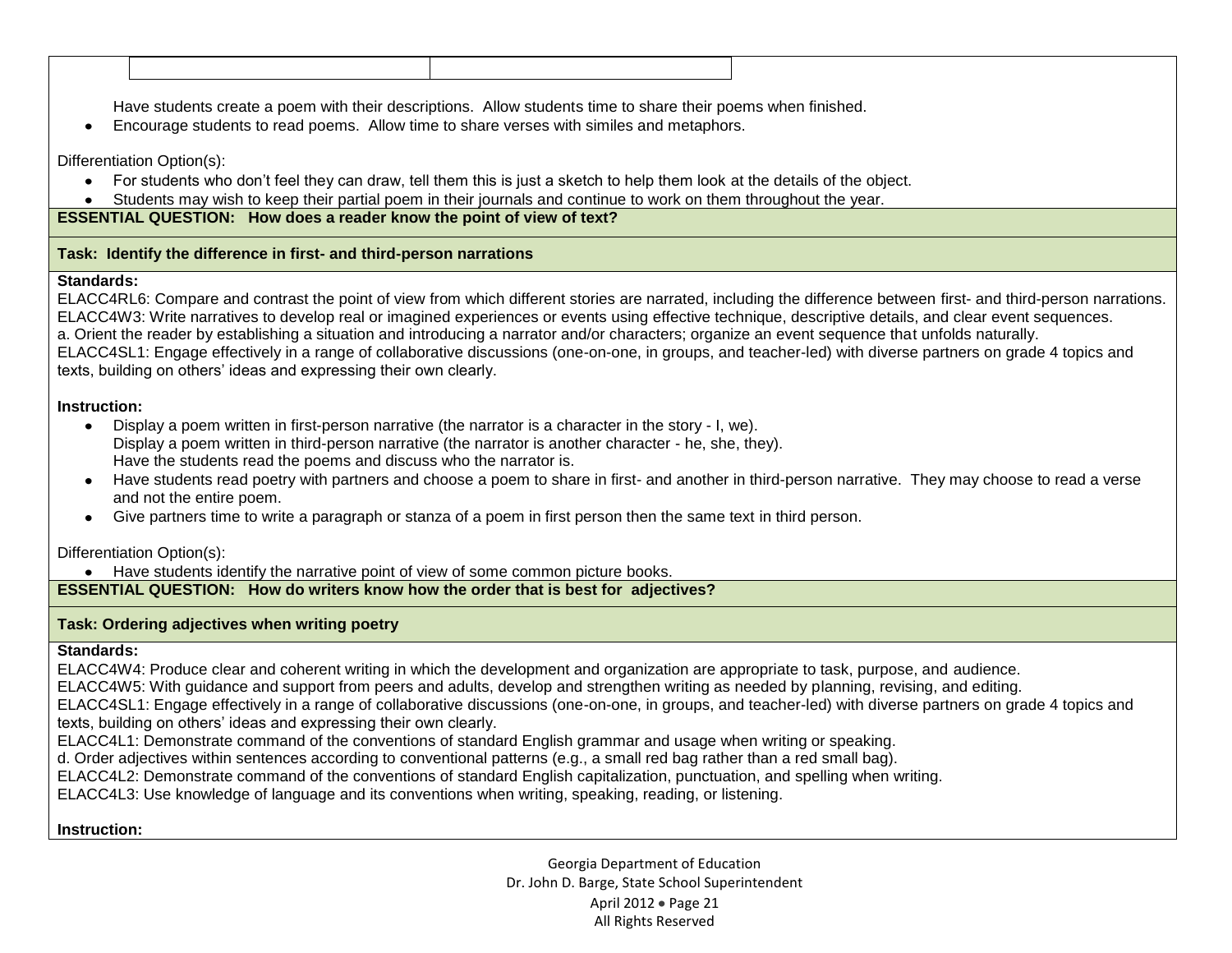Have students create a poem with their descriptions. Allow students time to share their poems when finished.

- Encourage students to read poems. Allow time to share verses with similes and metaphors.

Differentiation Option(s):

- For students who don't feel they can draw, tell them this is just a sketch to help them look at the details of the object.
- Students may wish to keep their partial poem in their journals and continue to work on them throughout the year.

**ESSENTIAL QUESTION: How does a reader know the point of view of text?**

**Task: Identify the difference in first- and third-person narrations**

**Standards:**

ELACC4RL6: Compare and contrast the point of view from which different stories are narrated, including the difference between first- and third-person narrations.
ELACC4W3: Write narratives to develop real or imagined experiences or events using effective technique, descriptive details, and clear event sequences.
a. Orient the reader by establishing a situation and introducing a narrator and/or characters; organize an event sequence that unfolds naturally.
ELACC4SL1: Engage effectively in a range of collaborative discussions (one-on-one, in groups, and teacher-led) with diverse partners on grade 4 topics and texts, building on others' ideas and expressing their own clearly.

**Instruction:**

- Display a poem written in first-person narrative (the narrator is a character in the story - I, we).
  Display a poem written in third-person narrative (the narrator is another character - he, she, they).
  Have the students read the poems and discuss who the narrator is.
- Have students read poetry with partners and choose a poem to share in first- and another in third-person narrative. They may choose to read a verse and not the entire poem.
- Give partners time to write a paragraph or stanza of a poem in first person then the same text in third person.

Differentiation Option(s):

- Have students identify the narrative point of view of some common picture books.

**ESSENTIAL QUESTION: How do writers know how the order that is best for adjectives?**

**Task: Ordering adjectives when writing poetry**

**Standards:**

ELACC4W4: Produce clear and coherent writing in which the development and organization are appropriate to task, purpose, and audience.
ELACC4W5: With guidance and support from peers and adults, develop and strengthen writing as needed by planning, revising, and editing.
ELACC4SL1: Engage effectively in a range of collaborative discussions (one-on-one, in groups, and teacher-led) with diverse partners on grade 4 topics and texts, building on others' ideas and expressing their own clearly.
ELACC4L1: Demonstrate command of the conventions of standard English grammar and usage when writing or speaking.
d. Order adjectives within sentences according to conventional patterns (e.g., a small red bag rather than a red small bag).
ELACC4L2: Demonstrate command of the conventions of standard English capitalization, punctuation, and spelling when writing.
ELACC4L3: Use knowledge of language and its conventions when writing, speaking, reading, or listening.

**Instruction:**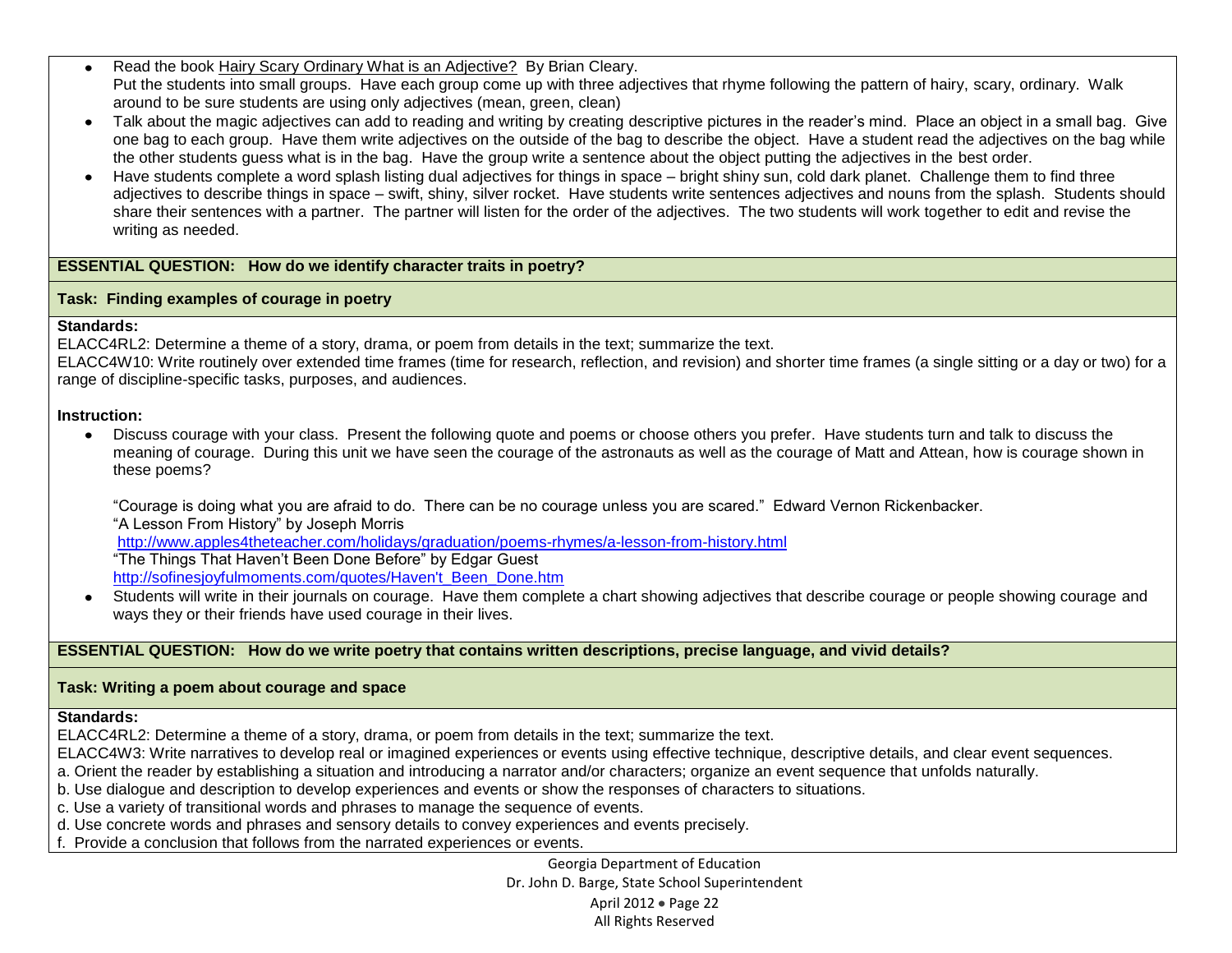- Read the book Hairy Scary Ordinary What is an Adjective? By Brian Cleary.
  Put the students into small groups. Have each group come up with three adjectives that rhyme following the pattern of hairy, scary, ordinary. Walk around to be sure students are using only adjectives (mean, green, clean)
- Talk about the magic adjectives can add to reading and writing by creating descriptive pictures in the reader's mind. Place an object in a small bag. Give one bag to each group. Have them write adjectives on the outside of the bag to describe the object. Have a student read the adjectives on the bag while the other students guess what is in the bag. Have the group write a sentence about the object putting the adjectives in the best order.
- Have students complete a word splash listing dual adjectives for things in space – bright shiny sun, cold dark planet. Challenge them to find three adjectives to describe things in space – swift, shiny, silver rocket. Have students write sentences adjectives and nouns from the splash. Students should share their sentences with a partner. The partner will listen for the order of the adjectives. The two students will work together to edit and revise the writing as needed.

**ESSENTIAL QUESTION: How do we identify character traits in poetry?**

**Task: Finding examples of courage in poetry**

**Standards:**

ELACC4RL2: Determine a theme of a story, drama, or poem from details in the text; summarize the text.

ELACC4W10: Write routinely over extended time frames (time for research, reflection, and revision) and shorter time frames (a single sitting or a day or two) for a range of discipline-specific tasks, purposes, and audiences.

**Instruction:**

- Discuss courage with your class. Present the following quote and poems or choose others you prefer. Have students turn and talk to discuss the meaning of courage. During this unit we have seen the courage of the astronauts as well as the courage of Matt and Attean, how is courage shown in these poems?

  "Courage is doing what you are afraid to do. There can be no courage unless you are scared." Edward Vernon Rickenbacker.
  "A Lesson From History" by Joseph Morris
  http://www.apples4theteacher.com/holidays/graduation/poems-rhymes/a-lesson-from-history.html
  "The Things That Haven't Been Done Before" by Edgar Guest
  http://sofinesjoyfulmoments.com/quotes/Haven't_Been_Done.htm
- Students will write in their journals on courage. Have them complete a chart showing adjectives that describe courage or people showing courage and ways they or their friends have used courage in their lives.

**ESSENTIAL QUESTION: How do we write poetry that contains written descriptions, precise language, and vivid details?**

**Task: Writing a poem about courage and space**

**Standards:**

ELACC4RL2: Determine a theme of a story, drama, or poem from details in the text; summarize the text.

ELACC4W3: Write narratives to develop real or imagined experiences or events using effective technique, descriptive details, and clear event sequences.

a. Orient the reader by establishing a situation and introducing a narrator and/or characters; organize an event sequence that unfolds naturally.

b. Use dialogue and description to develop experiences and events or show the responses of characters to situations.

c. Use a variety of transitional words and phrases to manage the sequence of events.

d. Use concrete words and phrases and sensory details to convey experiences and events precisely.

f. Provide a conclusion that follows from the narrated experiences or events.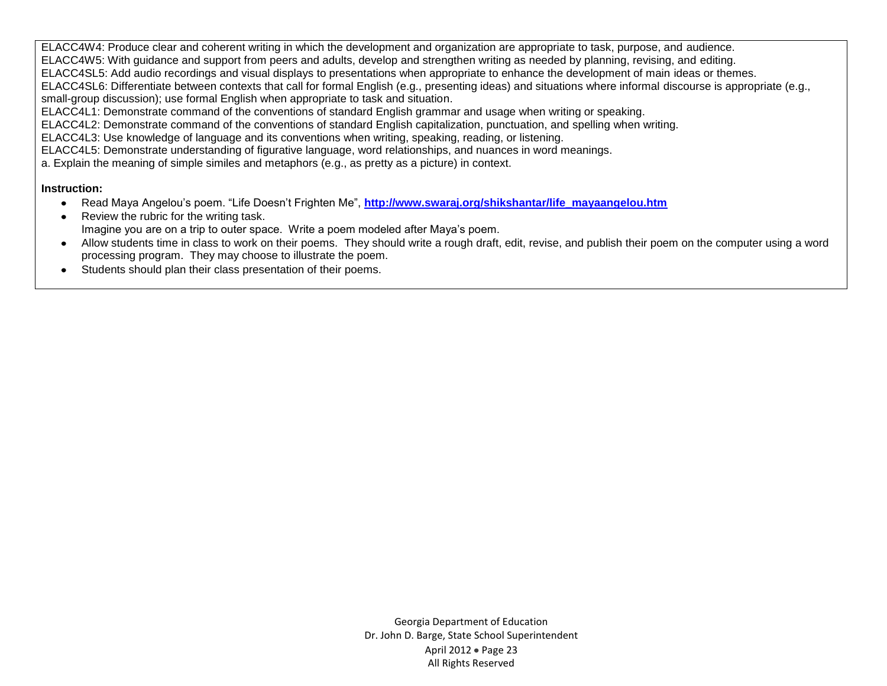ELACC4W4: Produce clear and coherent writing in which the development and organization are appropriate to task, purpose, and audience.
ELACC4W5: With guidance and support from peers and adults, develop and strengthen writing as needed by planning, revising, and editing.
ELACC4SL5: Add audio recordings and visual displays to presentations when appropriate to enhance the development of main ideas or themes.
ELACC4SL6: Differentiate between contexts that call for formal English (e.g., presenting ideas) and situations where informal discourse is appropriate (e.g., small-group discussion); use formal English when appropriate to task and situation.
ELACC4L1: Demonstrate command of the conventions of standard English grammar and usage when writing or speaking.
ELACC4L2: Demonstrate command of the conventions of standard English capitalization, punctuation, and spelling when writing.
ELACC4L3: Use knowledge of language and its conventions when writing, speaking, reading, or listening.
ELACC4L5: Demonstrate understanding of figurative language, word relationships, and nuances in word meanings.
a. Explain the meaning of simple similes and metaphors (e.g., as pretty as a picture) in context.

**Instruction:**

- Read Maya Angelou's poem. "Life Doesn't Frighten Me", **http://www.swaraj.org/shikshantar/life_mayaangelou.htm**
- Review the rubric for the writing task.
  Imagine you are on a trip to outer space. Write a poem modeled after Maya's poem.
- Allow students time in class to work on their poems. They should write a rough draft, edit, revise, and publish their poem on the computer using a word processing program. They may choose to illustrate the poem.
- Students should plan their class presentation of their poems.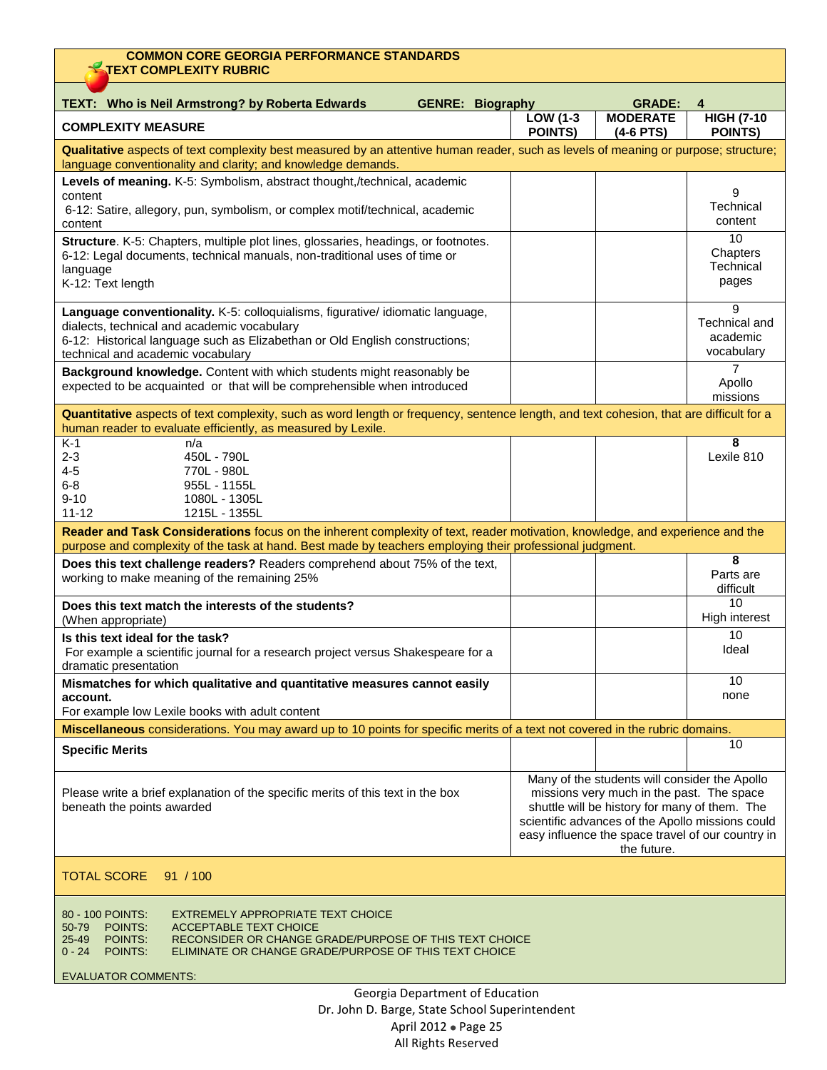**COMMON CORE GEORGIA PERFORMANCE STANDARDS**
**TEXT COMPLEXITY RUBRIC**

| **TEXT: Who is Neil Armstrong? by Roberta Edwards GENRE: Biography** | | | **GRADE: 4** |
|---|---|---|---|
| **COMPLEXITY MEASURE** | **LOW (1-3 POINTS)** | **MODERATE (4-6 PTS)** | **HIGH (7-10 POINTS)** |
| **Qualitative** aspects of text complexity best measured by an attentive human reader, such as levels of meaning or purpose; structure; language conventionality and clarity; and knowledge demands. | | | |
| **Levels of meaning.** K-5: Symbolism, abstract thought,/technical, academic content<br>6-12: Satire, allegory, pun, symbolism, or complex motif/technical, academic content | | | 9<br>Technical content |
| **Structure**. K-5: Chapters, multiple plot lines, glossaries, headings, or footnotes.<br>6-12: Legal documents, technical manuals, non-traditional uses of time or language<br>K-12: Text length | | | 10<br>Chapters<br>Technical pages |
| **Language conventionality.** K-5: colloquialisms, figurative/ idiomatic language, dialects, technical and academic vocabulary<br>6-12: Historical language such as Elizabethan or Old English constructions; technical and academic vocabulary | | | 9<br>Technical and academic vocabulary |
| **Background knowledge.** Content with which students might reasonably be expected to be acquainted or that will be comprehensible when introduced | | | 7<br>Apollo missions |
| **Quantitative** aspects of text complexity, such as word length or frequency, sentence length, and text cohesion, that are difficult for a human reader to evaluate efficiently, as measured by Lexile. | | | |
| K-1 n/a<br>2-3 450L - 790L<br>4-5 770L - 980L<br>6-8 955L - 1155L<br>9-10 1080L - 1305L<br>11-12 1215L - 1355L | | | **8**<br>Lexile 810 |
| **Reader and Task Considerations** focus on the inherent complexity of text, reader motivation, knowledge, and experience and the purpose and complexity of the task at hand. Best made by teachers employing their professional judgment. | | | |
| **Does this text challenge readers?** Readers comprehend about 75% of the text, working to make meaning of the remaining 25% | | | **8**<br>Parts are difficult |
| **Does this text match the interests of the students?**<br>(When appropriate) | | | 10<br>High interest |
| **Is this text ideal for the task?**<br>For example a scientific journal for a research project versus Shakespeare for a dramatic presentation | | | 10<br>Ideal |
| **Mismatches for which qualitative and quantitative measures cannot easily account.**<br>For example low Lexile books with adult content | | | 10<br>none |
| **Miscellaneous** considerations. You may award up to 10 points for specific merits of a text not covered in the rubric domains. | | | |
| **Specific Merits** | | | 10 |
| Please write a brief explanation of the specific merits of this text in the box beneath the points awarded | Many of the students will consider the Apollo missions very much in the past. The space shuttle will be history for many of them. The scientific advances of the Apollo missions could easy influence the space travel of our country in the future. | | |
| TOTAL SCORE 91 / 100 | | | |

80 - 100 POINTS: EXTREMELY APPROPRIATE TEXT CHOICE
50-79 POINTS: ACCEPTABLE TEXT CHOICE
25-49 POINTS: RECONSIDER OR CHANGE GRADE/PURPOSE OF THIS TEXT CHOICE
0 - 24 POINTS: ELIMINATE OR CHANGE GRADE/PURPOSE OF THIS TEXT CHOICE

EVALUATOR COMMENTS:

Georgia Department of Education
Dr. John D. Barge, State School Superintendent
April 2012
All Rights Reserved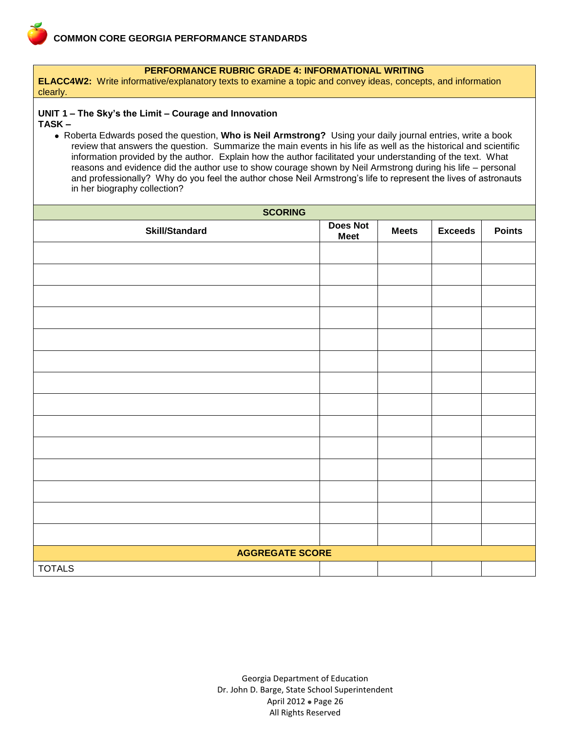COMMON CORE GEORGIA PERFORMANCE STANDARDS

| PERFORMANCE RUBRIC GRADE 4: INFORMATIONAL WRITING |
|---|
| **ELACC4W2:** Write informative/explanatory texts to examine a topic and convey ideas, concepts, and information clearly. |

**UNIT 1 – The Sky's the Limit – Courage and Innovation**
**TASK –**

- Roberta Edwards posed the question, **Who is Neil Armstrong?** Using your daily journal entries, write a book review that answers the question. Summarize the main events in his life as well as the historical and scientific information provided by the author. Explain how the author facilitated your understanding of the text. What reasons and evidence did the author use to show courage shown by Neil Armstrong during his life – personal and professionally? Why do you feel the author chose Neil Armstrong's life to represent the lives of astronauts in her biography collection?

**SCORING**

| Skill/Standard | Does Not Meet | Meets | Exceeds | Points |
|---|---|---|---|---|
| | | | | |
| | | | | |
| | | | | |
| | | | | |
| | | | | |
| | | | | |
| | | | | |
| | | | | |
| | | | | |
| | | | | |
| | | | | |
| | | | | |
| | | | | |
| | | | | |
| **AGGREGATE SCORE** | | | | |
| TOTALS | | | | |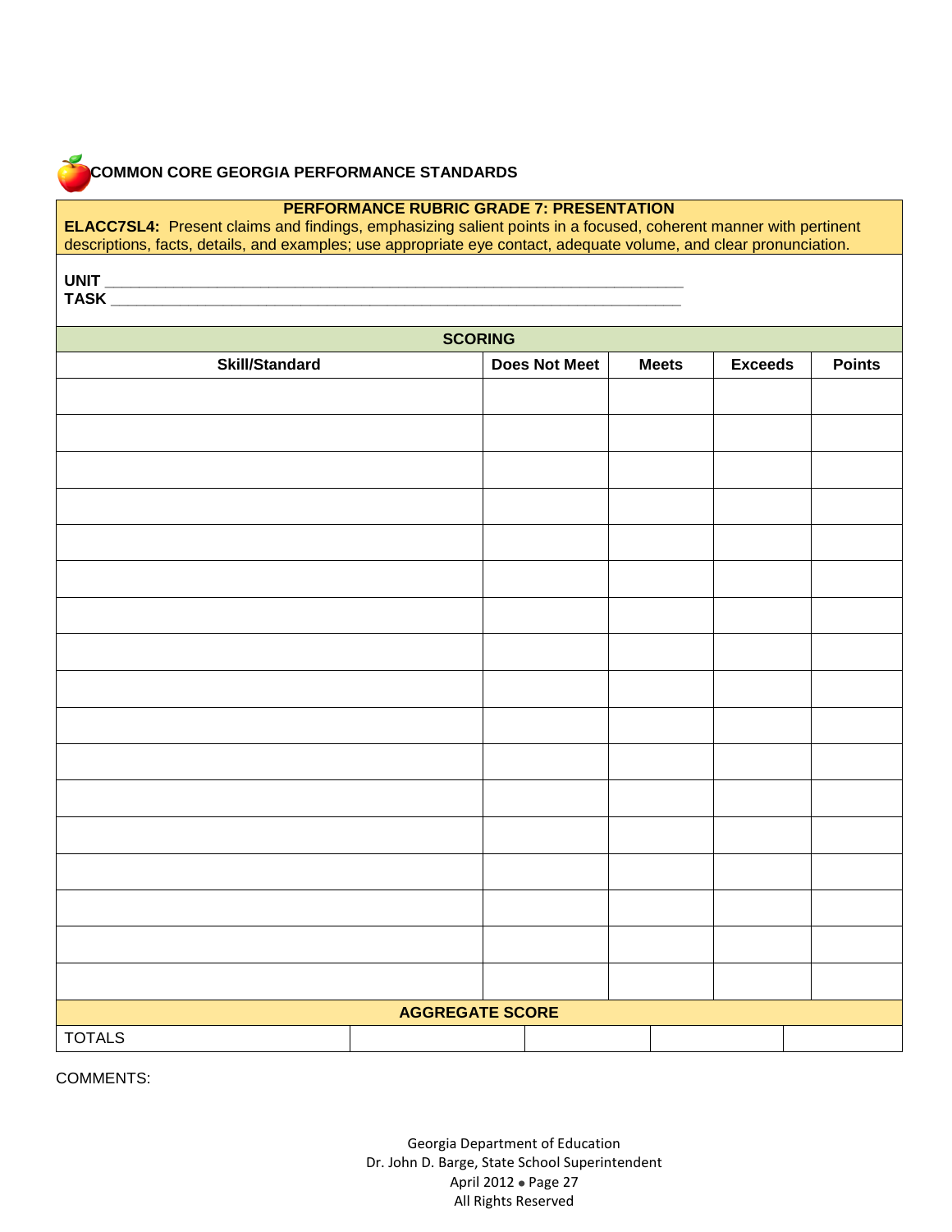**COMMON CORE GEORGIA PERFORMANCE STANDARDS**

**PERFORMANCE RUBRIC GRADE 7: PRESENTATION**

**ELACC7SL4:** Present claims and findings, emphasizing salient points in a focused, coherent manner with pertinent descriptions, facts, details, and examples; use appropriate eye contact, adequate volume, and clear pronunciation.

**UNIT** ______________________________________________________________

**TASK** ______________________________________________________________

**SCORING**

| Skill/Standard | Does Not Meet | Meets | Exceeds | Points |
|---|---|---|---|---|
| | | | | |
| | | | | |
| | | | | |
| | | | | |
| | | | | |
| | | | | |
| | | | | |
| | | | | |
| | | | | |
| | | | | |
| | | | | |
| | | | | |
| | | | | |
| | | | | |
| | | | | |
| | | | | |
| | | | | |

**AGGREGATE SCORE**

| TOTALS | | | | |
|---|---|---|---|---|

COMMENTS: